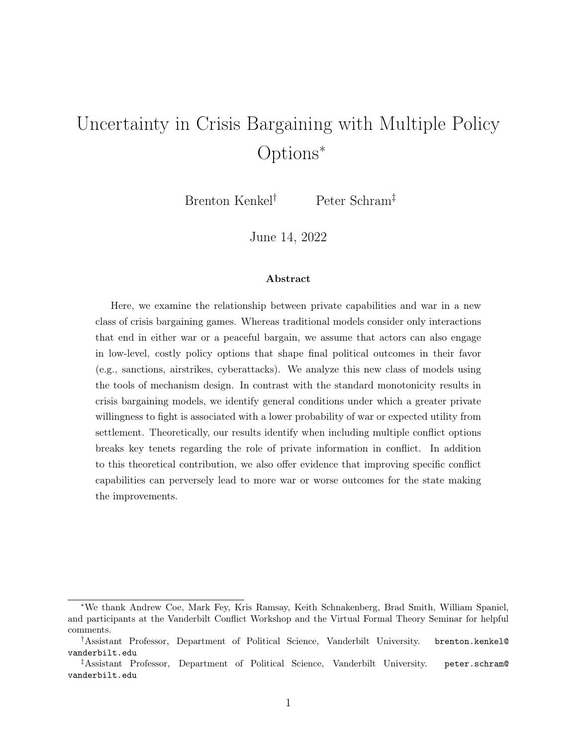# Uncertainty in Crisis Bargaining with Multiple Policy Options*

Brenton Kenkel† Peter Schram‡

June 14, 2022

### Abstract

Here, we examine the relationship between private capabilities and war in a new class of crisis bargaining games. Whereas traditional models consider only interactions that end in either war or a peaceful bargain, we assume that actors can also engage in low-level, costly policy options that shape final political outcomes in their favor (e.g., sanctions, airstrikes, cyberattacks). We analyze this new class of models using the tools of mechanism design. In contrast with the standard monotonicity results in crisis bargaining models, we identify general conditions under which a greater private willingness to fight is associated with a lower probability of war or expected utility from settlement. Theoretically, our results identify when including multiple conflict options breaks key tenets regarding the role of private information in conflict. In addition to this theoretical contribution, we also offer evidence that improving specific conflict capabilities can perversely lead to more war or worse outcomes for the state making the improvements.

---

*We thank Andrew Coe, Mark Fey, Kris Ramsay, Keith Schnakenberg, Brad Smith, William Spaniel, and participants at the Vanderbilt Conflict Workshop and the Virtual Formal Theory Seminar for helpful comments.

†Assistant Professor, Department of Political Science, Vanderbilt University. brenton.kenkel@vanderbilt.edu

‡Assistant Professor, Department of Political Science, Vanderbilt University. peter.schram@vanderbilt.edu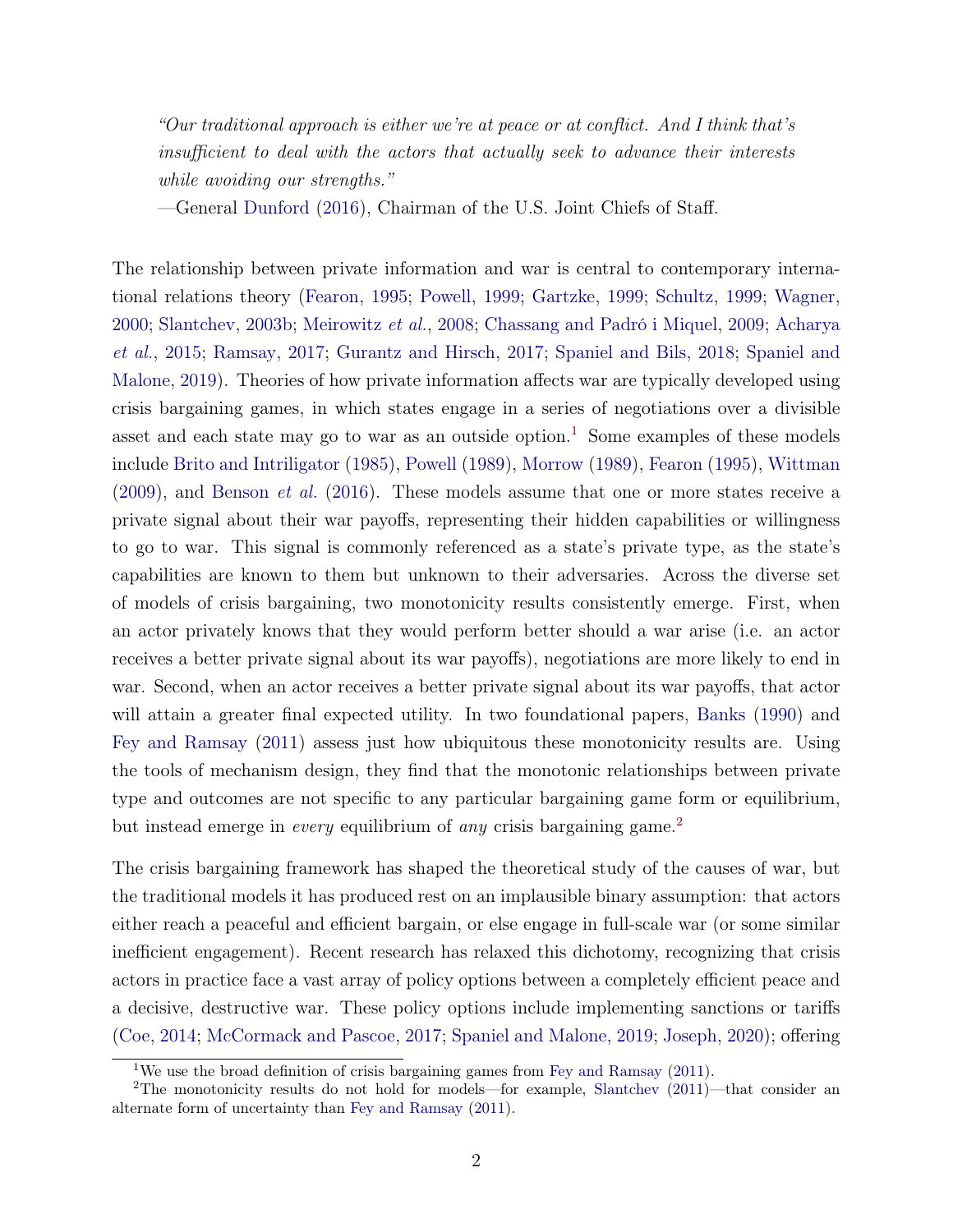> *"Our traditional approach is either we're at peace or at conflict. And I think that's insufficient to deal with the actors that actually seek to advance their interests while avoiding our strengths."*
>
> —General Dunford (2016), Chairman of the U.S. Joint Chiefs of Staff.

The relationship between private information and war is central to contemporary international relations theory (Fearon, 1995; Powell, 1999; Gartzke, 1999; Schultz, 1999; Wagner, 2000; Slantchev, 2003b; Meirowitz *et al.*, 2008; Chassang and Padró i Miquel, 2009; Acharya *et al.*, 2015; Ramsay, 2017; Gurantz and Hirsch, 2017; Spaniel and Bils, 2018; Spaniel and Malone, 2019). Theories of how private information affects war are typically developed using crisis bargaining games, in which states engage in a series of negotiations over a divisible asset and each state may go to war as an outside option.[1] Some examples of these models include Brito and Intriligator (1985), Powell (1989), Morrow (1989), Fearon (1995), Wittman (2009), and Benson *et al.* (2016). These models assume that one or more states receive a private signal about their war payoffs, representing their hidden capabilities or willingness to go to war. This signal is commonly referenced as a state's private type, as the state's capabilities are known to them but unknown to their adversaries. Across the diverse set of models of crisis bargaining, two monotonicity results consistently emerge. First, when an actor privately knows that they would perform better should a war arise (i.e. an actor receives a better private signal about its war payoffs), negotiations are more likely to end in war. Second, when an actor receives a better private signal about its war payoffs, that actor will attain a greater final expected utility. In two foundational papers, Banks (1990) and Fey and Ramsay (2011) assess just how ubiquitous these monotonicity results are. Using the tools of mechanism design, they find that the monotonic relationships between private type and outcomes are not specific to any particular bargaining game form or equilibrium, but instead emerge in *every* equilibrium of *any* crisis bargaining game.[2]

The crisis bargaining framework has shaped the theoretical study of the causes of war, but the traditional models it has produced rest on an implausible binary assumption: that actors either reach a peaceful and efficient bargain, or else engage in full-scale war (or some similar inefficient engagement). Recent research has relaxed this dichotomy, recognizing that crisis actors in practice face a vast array of policy options between a completely efficient peace and a decisive, destructive war. These policy options include implementing sanctions or tariffs (Coe, 2014; McCormack and Pascoe, 2017; Spaniel and Malone, 2019; Joseph, 2020); offering

[1] We use the broad definition of crisis bargaining games from Fey and Ramsay (2011).

[2] The monotonicity results do not hold for models—for example, Slantchev (2011)—that consider an alternate form of uncertainty than Fey and Ramsay (2011).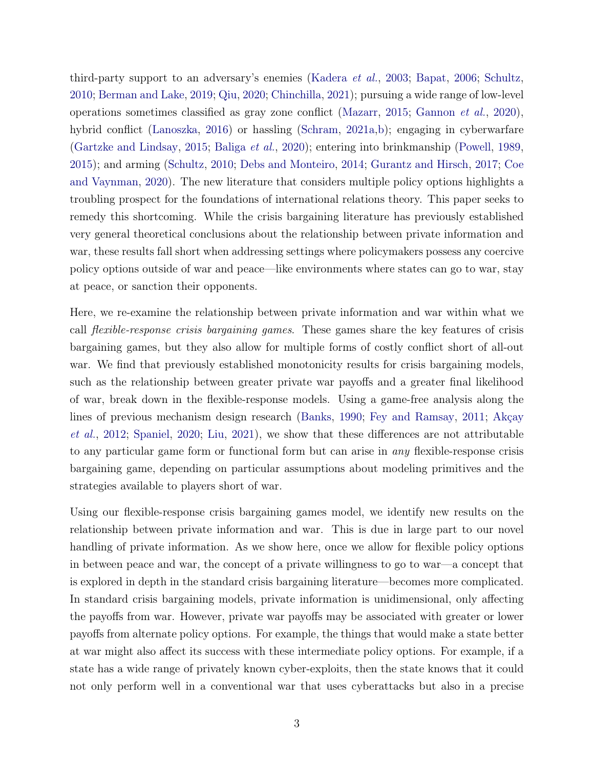third-party support to an adversary's enemies (Kadera *et al.*, 2003; Bapat, 2006; Schultz, 2010; Berman and Lake, 2019; Qiu, 2020; Chinchilla, 2021); pursuing a wide range of low-level operations sometimes classified as gray zone conflict (Mazarr, 2015; Gannon *et al.*, 2020), hybrid conflict (Lanoszka, 2016) or hassling (Schram, 2021a,b); engaging in cyberwarfare (Gartzke and Lindsay, 2015; Baliga *et al.*, 2020); entering into brinkmanship (Powell, 1989, 2015); and arming (Schultz, 2010; Debs and Monteiro, 2014; Gurantz and Hirsch, 2017; Coe and Vaynman, 2020). The new literature that considers multiple policy options highlights a troubling prospect for the foundations of international relations theory. This paper seeks to remedy this shortcoming. While the crisis bargaining literature has previously established very general theoretical conclusions about the relationship between private information and war, these results fall short when addressing settings where policymakers possess any coercive policy options outside of war and peace—like environments where states can go to war, stay at peace, or sanction their opponents.

Here, we re-examine the relationship between private information and war within what we call *flexible-response crisis bargaining games*. These games share the key features of crisis bargaining games, but they also allow for multiple forms of costly conflict short of all-out war. We find that previously established monotonicity results for crisis bargaining models, such as the relationship between greater private war payoffs and a greater final likelihood of war, break down in the flexible-response models. Using a game-free analysis along the lines of previous mechanism design research (Banks, 1990; Fey and Ramsay, 2011; Akçay *et al.*, 2012; Spaniel, 2020; Liu, 2021), we show that these differences are not attributable to any particular game form or functional form but can arise in *any* flexible-response crisis bargaining game, depending on particular assumptions about modeling primitives and the strategies available to players short of war.

Using our flexible-response crisis bargaining games model, we identify new results on the relationship between private information and war. This is due in large part to our novel handling of private information. As we show here, once we allow for flexible policy options in between peace and war, the concept of a private willingness to go to war—a concept that is explored in depth in the standard crisis bargaining literature—becomes more complicated. In standard crisis bargaining models, private information is unidimensional, only affecting the payoffs from war. However, private war payoffs may be associated with greater or lower payoffs from alternate policy options. For example, the things that would make a state better at war might also affect its success with these intermediate policy options. For example, if a state has a wide range of privately known cyber-exploits, then the state knows that it could not only perform well in a conventional war that uses cyberattacks but also in a precise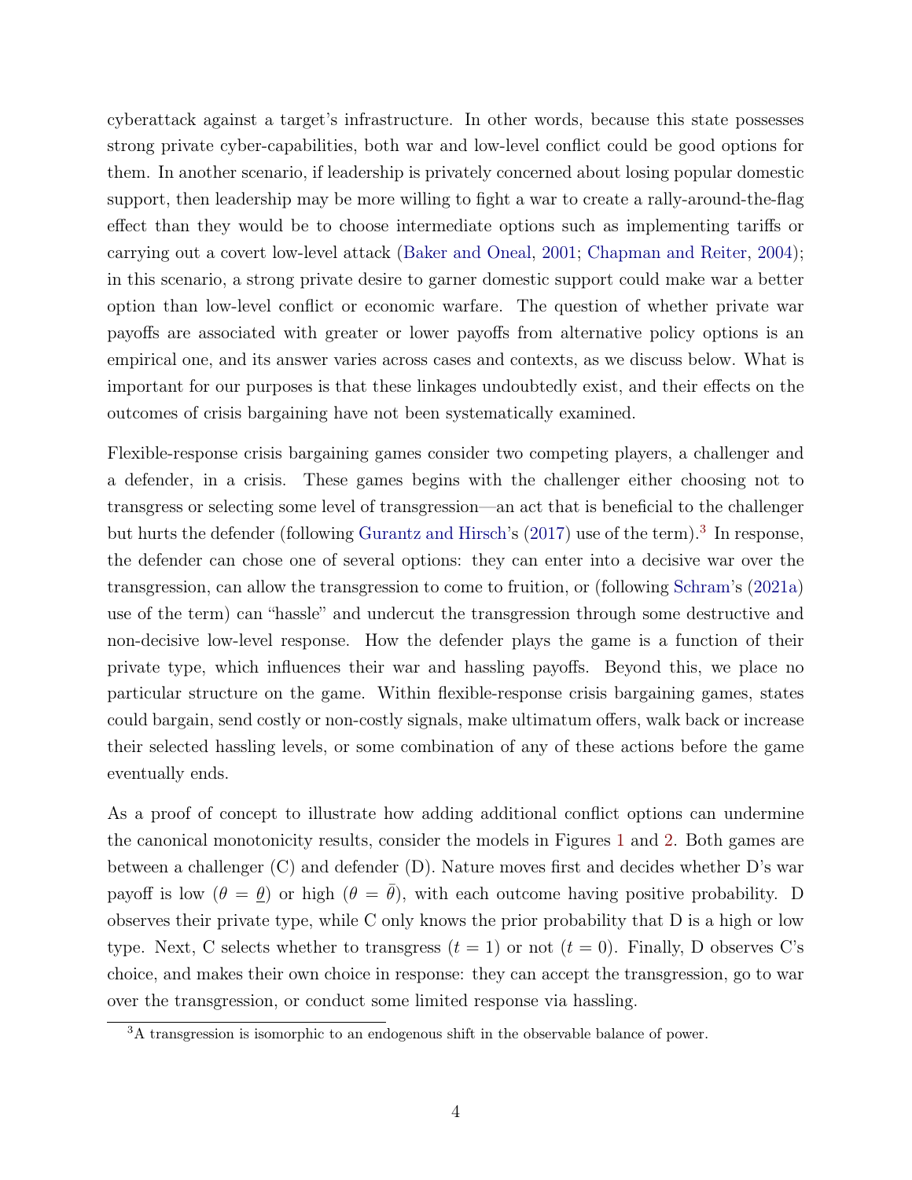cyberattack against a target's infrastructure. In other words, because this state possesses strong private cyber-capabilities, both war and low-level conflict could be good options for them. In another scenario, if leadership is privately concerned about losing popular domestic support, then leadership may be more willing to fight a war to create a rally-around-the-flag effect than they would be to choose intermediate options such as implementing tariffs or carrying out a covert low-level attack (Baker and Oneal, 2001; Chapman and Reiter, 2004); in this scenario, a strong private desire to garner domestic support could make war a better option than low-level conflict or economic warfare. The question of whether private war payoffs are associated with greater or lower payoffs from alternative policy options is an empirical one, and its answer varies across cases and contexts, as we discuss below. What is important for our purposes is that these linkages undoubtedly exist, and their effects on the outcomes of crisis bargaining have not been systematically examined.

Flexible-response crisis bargaining games consider two competing players, a challenger and a defender, in a crisis. These games begins with the challenger either choosing not to transgress or selecting some level of transgression—an act that is beneficial to the challenger but hurts the defender (following Gurantz and Hirsch's (2017) use of the term).[3] In response, the defender can chose one of several options: they can enter into a decisive war over the transgression, can allow the transgression to come to fruition, or (following Schram's (2021a) use of the term) can "hassle" and undercut the transgression through some destructive and non-decisive low-level response. How the defender plays the game is a function of their private type, which influences their war and hassling payoffs. Beyond this, we place no particular structure on the game. Within flexible-response crisis bargaining games, states could bargain, send costly or non-costly signals, make ultimatum offers, walk back or increase their selected hassling levels, or some combination of any of these actions before the game eventually ends.

As a proof of concept to illustrate how adding additional conflict options can undermine the canonical monotonicity results, consider the models in Figures 1 and 2. Both games are between a challenger (C) and defender (D). Nature moves first and decides whether D's war payoff is low ($\theta = \underline{\theta}$) or high ($\theta = \bar{\theta}$), with each outcome having positive probability. D observes their private type, while C only knows the prior probability that D is a high or low type. Next, C selects whether to transgress ($t = 1$) or not ($t = 0$). Finally, D observes C's choice, and makes their own choice in response: they can accept the transgression, go to war over the transgression, or conduct some limited response via hassling.

[3] A transgression is isomorphic to an endogenous shift in the observable balance of power.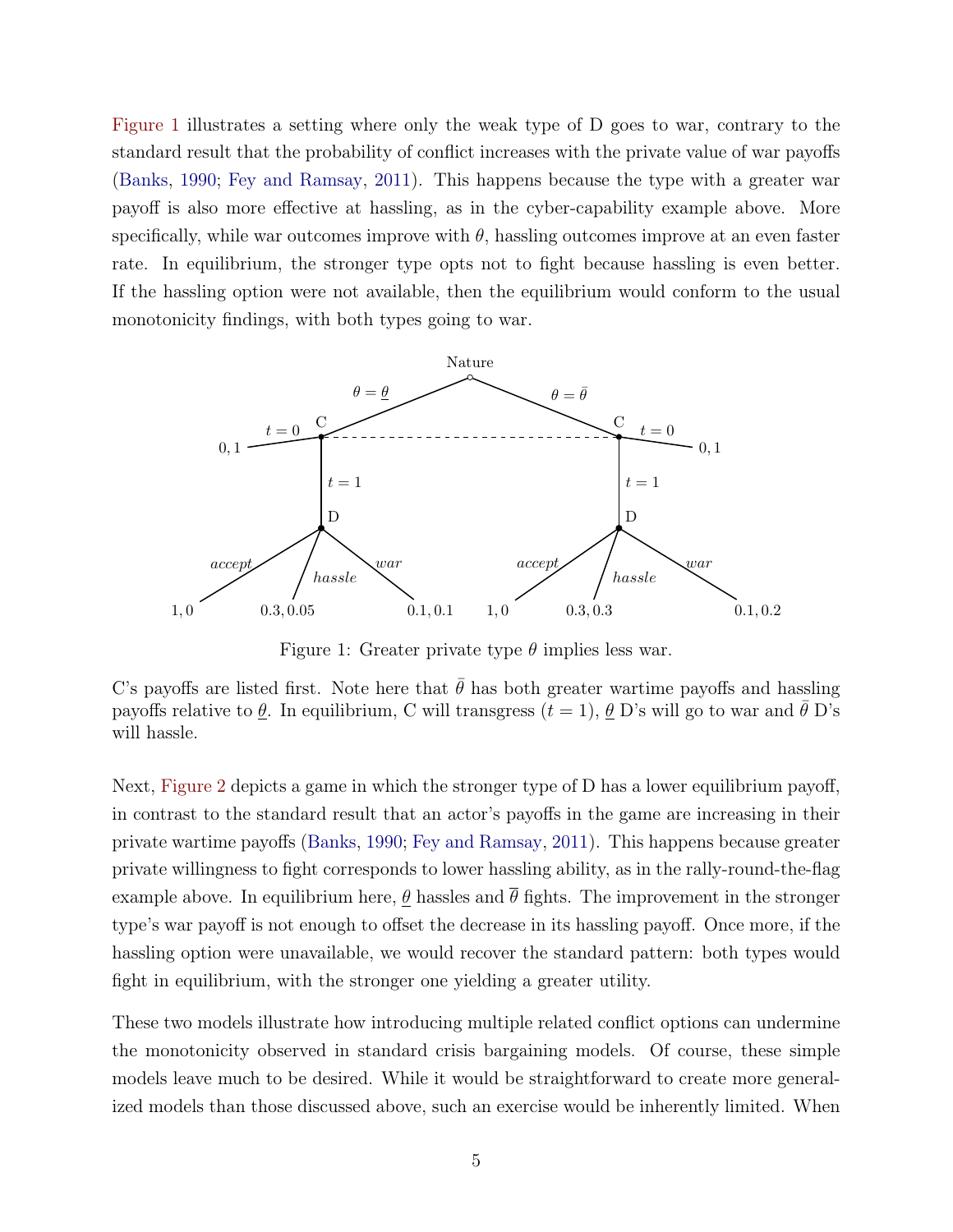Figure 1 illustrates a setting where only the weak type of D goes to war, contrary to the standard result that the probability of conflict increases with the private value of war payoffs (Banks, 1990; Fey and Ramsay, 2011). This happens because the type with a greater war payoff is also more effective at hassling, as in the cyber-capability example above. More specifically, while war outcomes improve with $\theta$, hassling outcomes improve at an even faster rate. In equilibrium, the stronger type opts not to fight because hassling is even better. If the hassling option were not available, then the equilibrium would conform to the usual monotonicity findings, with both types going to war.

Figure 1: Greater private type $\theta$ implies less war.

C's payoffs are listed first. Note here that $\bar{\theta}$ has both greater wartime payoffs and hassling payoffs relative to $\underline{\theta}$. In equilibrium, C will transgress ($t = 1$), $\underline{\theta}$ D's will go to war and $\bar{\theta}$ D's will hassle.

Next, Figure 2 depicts a game in which the stronger type of D has a lower equilibrium payoff, in contrast to the standard result that an actor's payoffs in the game are increasing in their private wartime payoffs (Banks, 1990; Fey and Ramsay, 2011). This happens because greater private willingness to fight corresponds to lower hassling ability, as in the rally-round-the-flag example above. In equilibrium here, $\underline{\theta}$ hassles and $\overline{\theta}$ fights. The improvement in the stronger type's war payoff is not enough to offset the decrease in its hassling payoff. Once more, if the hassling option were unavailable, we would recover the standard pattern: both types would fight in equilibrium, with the stronger one yielding a greater utility.

These two models illustrate how introducing multiple related conflict options can undermine the monotonicity observed in standard crisis bargaining models. Of course, these simple models leave much to be desired. While it would be straightforward to create more generalized models than those discussed above, such an exercise would be inherently limited. When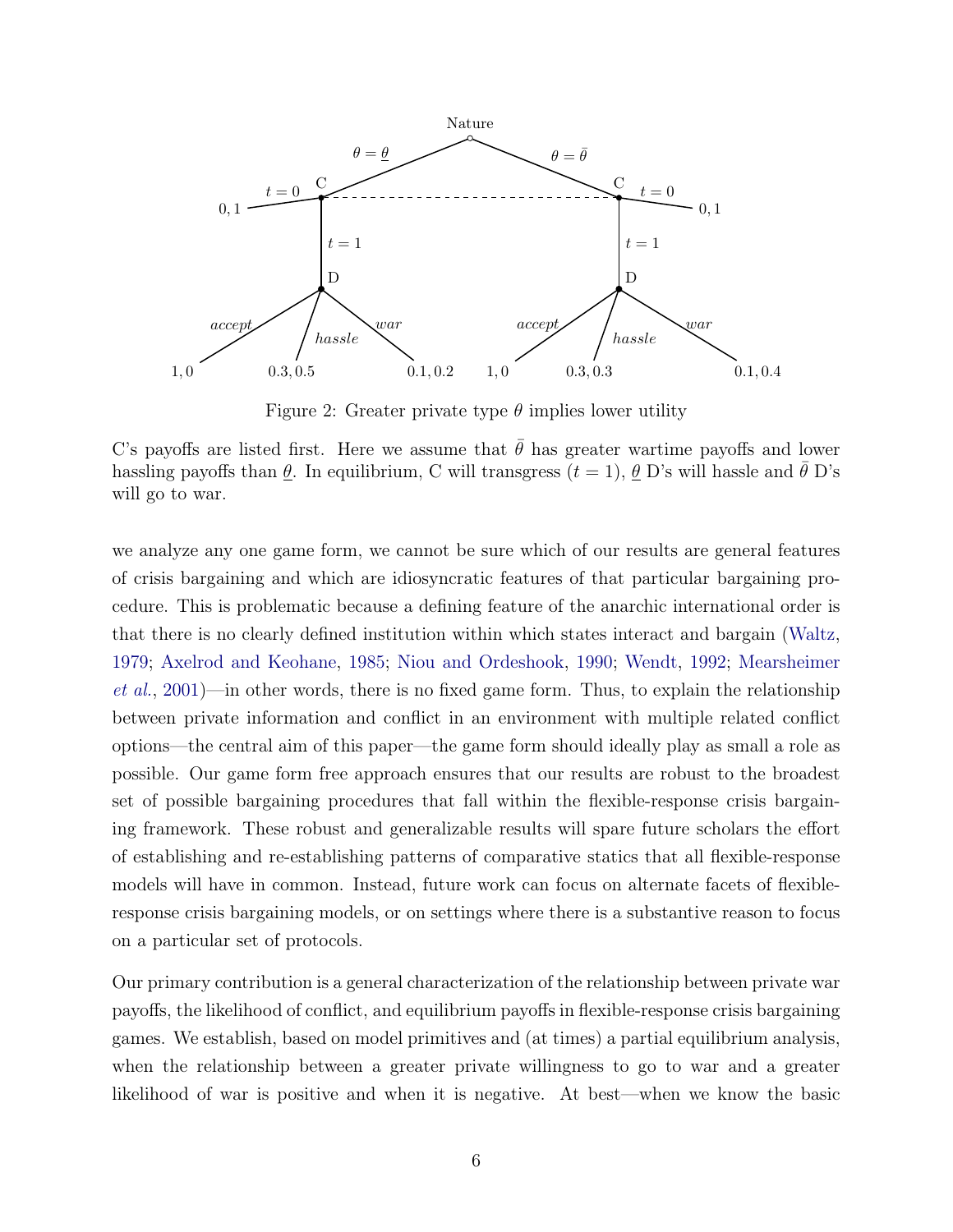Figure 2: Greater private type $\theta$ implies lower utility

C's payoffs are listed first. Here we assume that $\bar{\theta}$ has greater wartime payoffs and lower hassling payoffs than $\underline{\theta}$. In equilibrium, C will transgress ($t = 1$), $\underline{\theta}$ D's will hassle and $\bar{\theta}$ D's will go to war.

we analyze any one game form, we cannot be sure which of our results are general features of crisis bargaining and which are idiosyncratic features of that particular bargaining procedure. This is problematic because a defining feature of the anarchic international order is that there is no clearly defined institution within which states interact and bargain (Waltz, 1979; Axelrod and Keohane, 1985; Niou and Ordeshook, 1990; Wendt, 1992; Mearsheimer *et al.*, 2001)—in other words, there is no fixed game form. Thus, to explain the relationship between private information and conflict in an environment with multiple related conflict options—the central aim of this paper—the game form should ideally play as small a role as possible. Our game form free approach ensures that our results are robust to the broadest set of possible bargaining procedures that fall within the flexible-response crisis bargaining framework. These robust and generalizable results will spare future scholars the effort of establishing and re-establishing patterns of comparative statics that all flexible-response models will have in common. Instead, future work can focus on alternate facets of flexible-response crisis bargaining models, or on settings where there is a substantive reason to focus on a particular set of protocols.

Our primary contribution is a general characterization of the relationship between private war payoffs, the likelihood of conflict, and equilibrium payoffs in flexible-response crisis bargaining games. We establish, based on model primitives and (at times) a partial equilibrium analysis, when the relationship between a greater private willingness to go to war and a greater likelihood of war is positive and when it is negative. At best—when we know the basic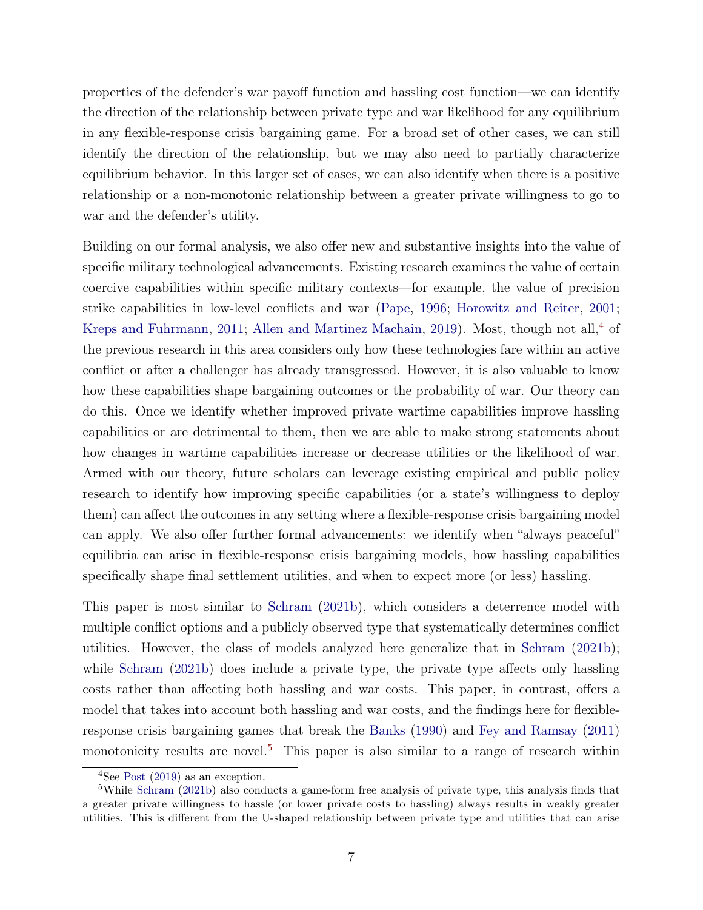properties of the defender's war payoff function and hassling cost function—we can identify the direction of the relationship between private type and war likelihood for any equilibrium in any flexible-response crisis bargaining game. For a broad set of other cases, we can still identify the direction of the relationship, but we may also need to partially characterize equilibrium behavior. In this larger set of cases, we can also identify when there is a positive relationship or a non-monotonic relationship between a greater private willingness to go to war and the defender's utility.

Building on our formal analysis, we also offer new and substantive insights into the value of specific military technological advancements. Existing research examines the value of certain coercive capabilities within specific military contexts—for example, the value of precision strike capabilities in low-level conflicts and war (Pape, 1996; Horowitz and Reiter, 2001; Kreps and Fuhrmann, 2011; Allen and Martinez Machain, 2019). Most, though not all,[4] of the previous research in this area considers only how these technologies fare within an active conflict or after a challenger has already transgressed. However, it is also valuable to know how these capabilities shape bargaining outcomes or the probability of war. Our theory can do this. Once we identify whether improved private wartime capabilities improve hassling capabilities or are detrimental to them, then we are able to make strong statements about how changes in wartime capabilities increase or decrease utilities or the likelihood of war. Armed with our theory, future scholars can leverage existing empirical and public policy research to identify how improving specific capabilities (or a state's willingness to deploy them) can affect the outcomes in any setting where a flexible-response crisis bargaining model can apply. We also offer further formal advancements: we identify when "always peaceful" equilibria can arise in flexible-response crisis bargaining models, how hassling capabilities specifically shape final settlement utilities, and when to expect more (or less) hassling.

This paper is most similar to Schram (2021b), which considers a deterrence model with multiple conflict options and a publicly observed type that systematically determines conflict utilities. However, the class of models analyzed here generalize that in Schram (2021b); while Schram (2021b) does include a private type, the private type affects only hassling costs rather than affecting both hassling and war costs. This paper, in contrast, offers a model that takes into account both hassling and war costs, and the findings here for flexible-response crisis bargaining games that break the Banks (1990) and Fey and Ramsay (2011) monotonicity results are novel.[5] This paper is also similar to a range of research within

[4] See Post (2019) as an exception.

[5] While Schram (2021b) also conducts a game-form free analysis of private type, this analysis finds that a greater private willingness to hassle (or lower private costs to hassling) always results in weakly greater utilities. This is different from the U-shaped relationship between private type and utilities that can arise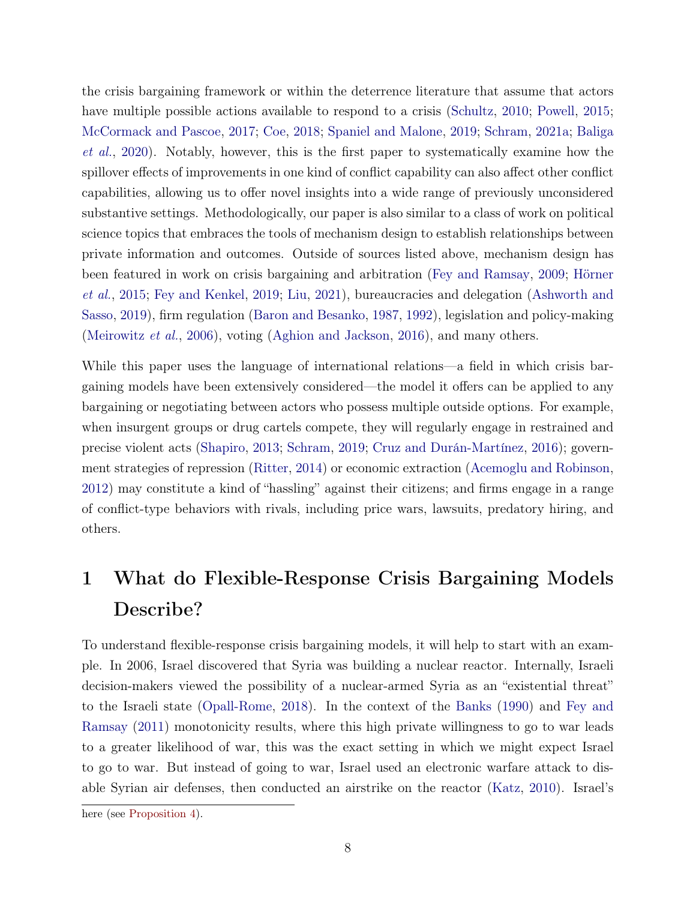the crisis bargaining framework or within the deterrence literature that assume that actors have multiple possible actions available to respond to a crisis (Schultz, 2010; Powell, 2015; McCormack and Pascoe, 2017; Coe, 2018; Spaniel and Malone, 2019; Schram, 2021a; Baliga *et al.*, 2020). Notably, however, this is the first paper to systematically examine how the spillover effects of improvements in one kind of conflict capability can also affect other conflict capabilities, allowing us to offer novel insights into a wide range of previously unconsidered substantive settings. Methodologically, our paper is also similar to a class of work on political science topics that embraces the tools of mechanism design to establish relationships between private information and outcomes. Outside of sources listed above, mechanism design has been featured in work on crisis bargaining and arbitration (Fey and Ramsay, 2009; Hörner *et al.*, 2015; Fey and Kenkel, 2019; Liu, 2021), bureaucracies and delegation (Ashworth and Sasso, 2019), firm regulation (Baron and Besanko, 1987, 1992), legislation and policy-making (Meirowitz *et al.*, 2006), voting (Aghion and Jackson, 2016), and many others.

While this paper uses the language of international relations—a field in which crisis bargaining models have been extensively considered—the model it offers can be applied to any bargaining or negotiating between actors who possess multiple outside options. For example, when insurgent groups or drug cartels compete, they will regularly engage in restrained and precise violent acts (Shapiro, 2013; Schram, 2019; Cruz and Durán-Martínez, 2016); government strategies of repression (Ritter, 2014) or economic extraction (Acemoglu and Robinson, 2012) may constitute a kind of "hassling" against their citizens; and firms engage in a range of conflict-type behaviors with rivals, including price wars, lawsuits, predatory hiring, and others.

# 1 What do Flexible-Response Crisis Bargaining Models Describe?

To understand flexible-response crisis bargaining models, it will help to start with an example. In 2006, Israel discovered that Syria was building a nuclear reactor. Internally, Israeli decision-makers viewed the possibility of a nuclear-armed Syria as an "existential threat" to the Israeli state (Opall-Rome, 2018). In the context of the Banks (1990) and Fey and Ramsay (2011) monotonicity results, where this high private willingness to go to war leads to a greater likelihood of war, this was the exact setting in which we might expect Israel to go to war. But instead of going to war, Israel used an electronic warfare attack to disable Syrian air defenses, then conducted an airstrike on the reactor (Katz, 2010). Israel's

here (see Proposition 4).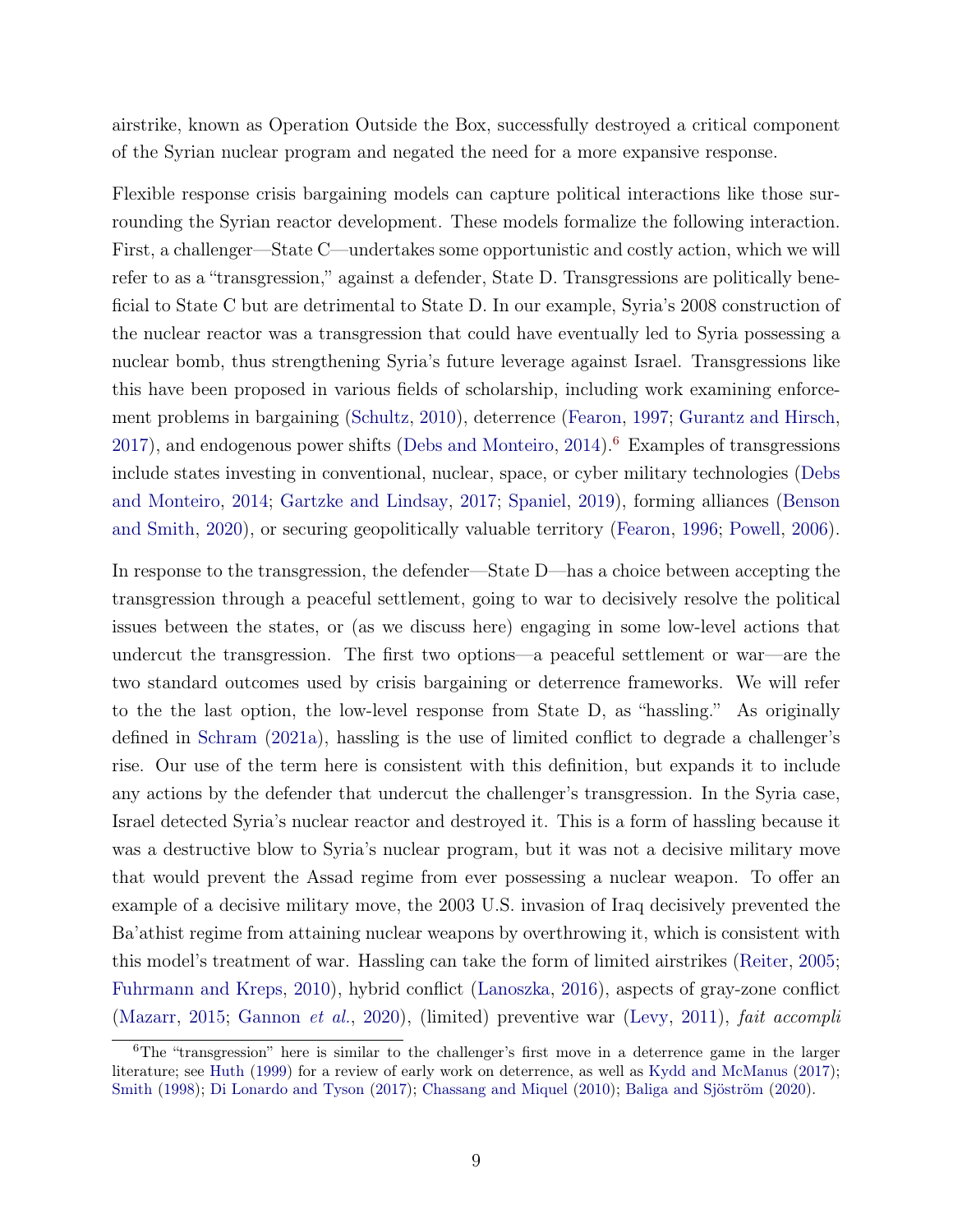airstrike, known as Operation Outside the Box, successfully destroyed a critical component of the Syrian nuclear program and negated the need for a more expansive response.

Flexible response crisis bargaining models can capture political interactions like those surrounding the Syrian reactor development. These models formalize the following interaction. First, a challenger—State C—undertakes some opportunistic and costly action, which we will refer to as a "transgression," against a defender, State D. Transgressions are politically beneficial to State C but are detrimental to State D. In our example, Syria's 2008 construction of the nuclear reactor was a transgression that could have eventually led to Syria possessing a nuclear bomb, thus strengthening Syria's future leverage against Israel. Transgressions like this have been proposed in various fields of scholarship, including work examining enforcement problems in bargaining (Schultz, 2010), deterrence (Fearon, 1997; Gurantz and Hirsch, 2017), and endogenous power shifts (Debs and Monteiro, 2014).[6] Examples of transgressions include states investing in conventional, nuclear, space, or cyber military technologies (Debs and Monteiro, 2014; Gartzke and Lindsay, 2017; Spaniel, 2019), forming alliances (Benson and Smith, 2020), or securing geopolitically valuable territory (Fearon, 1996; Powell, 2006).

In response to the transgression, the defender—State D—has a choice between accepting the transgression through a peaceful settlement, going to war to decisively resolve the political issues between the states, or (as we discuss here) engaging in some low-level actions that undercut the transgression. The first two options—a peaceful settlement or war—are the two standard outcomes used by crisis bargaining or deterrence frameworks. We will refer to the the last option, the low-level response from State D, as "hassling." As originally defined in Schram (2021a), hassling is the use of limited conflict to degrade a challenger's rise. Our use of the term here is consistent with this definition, but expands it to include any actions by the defender that undercut the challenger's transgression. In the Syria case, Israel detected Syria's nuclear reactor and destroyed it. This is a form of hassling because it was a destructive blow to Syria's nuclear program, but it was not a decisive military move that would prevent the Assad regime from ever possessing a nuclear weapon. To offer an example of a decisive military move, the 2003 U.S. invasion of Iraq decisively prevented the Ba'athist regime from attaining nuclear weapons by overthrowing it, which is consistent with this model's treatment of war. Hassling can take the form of limited airstrikes (Reiter, 2005; Fuhrmann and Kreps, 2010), hybrid conflict (Lanoszka, 2016), aspects of gray-zone conflict (Mazarr, 2015; Gannon *et al.*, 2020), (limited) preventive war (Levy, 2011), *fait accompli*

[6] The "transgression" here is similar to the challenger's first move in a deterrence game in the larger literature; see Huth (1999) for a review of early work on deterrence, as well as Kydd and McManus (2017); Smith (1998); Di Lonardo and Tyson (2017); Chassang and Miquel (2010); Baliga and Sjöström (2020).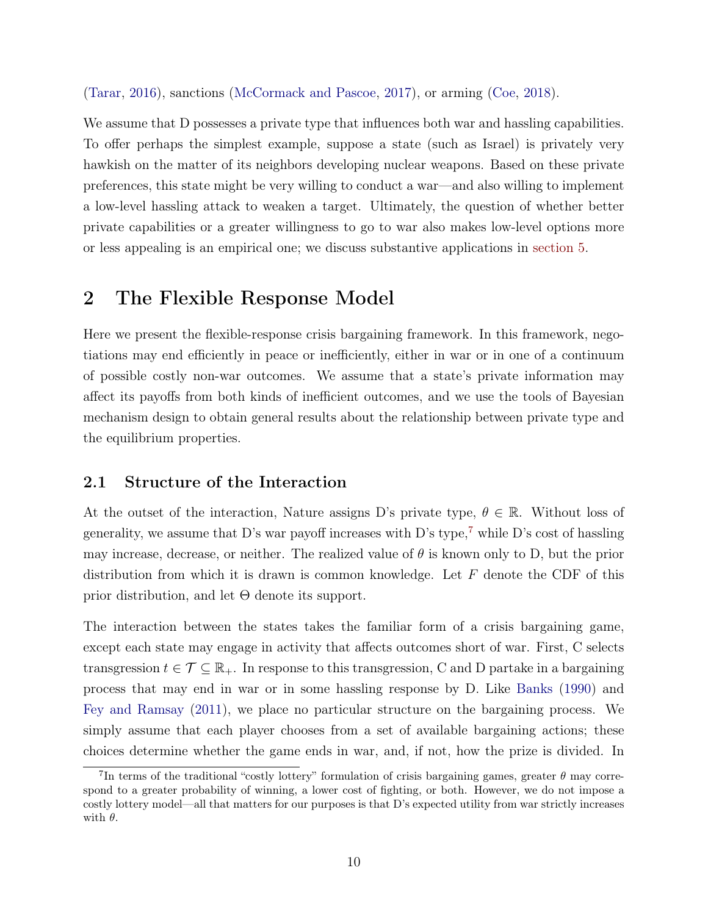(Tarar, 2016), sanctions (McCormack and Pascoe, 2017), or arming (Coe, 2018).

We assume that D possesses a private type that influences both war and hassling capabilities. To offer perhaps the simplest example, suppose a state (such as Israel) is privately very hawkish on the matter of its neighbors developing nuclear weapons. Based on these private preferences, this state might be very willing to conduct a war—and also willing to implement a low-level hassling attack to weaken a target. Ultimately, the question of whether better private capabilities or a greater willingness to go to war also makes low-level options more or less appealing is an empirical one; we discuss substantive applications in section 5.

# 2 The Flexible Response Model

Here we present the flexible-response crisis bargaining framework. In this framework, negotiations may end efficiently in peace or inefficiently, either in war or in one of a continuum of possible costly non-war outcomes. We assume that a state's private information may affect its payoffs from both kinds of inefficient outcomes, and we use the tools of Bayesian mechanism design to obtain general results about the relationship between private type and the equilibrium properties.

## 2.1 Structure of the Interaction

At the outset of the interaction, Nature assigns D's private type, $\theta \in \mathbb{R}$. Without loss of generality, we assume that D's war payoff increases with D's type,[7] while D's cost of hassling may increase, decrease, or neither. The realized value of $\theta$ is known only to D, but the prior distribution from which it is drawn is common knowledge. Let $F$ denote the CDF of this prior distribution, and let $\Theta$ denote its support.

The interaction between the states takes the familiar form of a crisis bargaining game, except each state may engage in activity that affects outcomes short of war. First, C selects transgression $t \in \mathcal{T} \subseteq \mathbb{R}_{+}$. In response to this transgression, C and D partake in a bargaining process that may end in war or in some hassling response by D. Like Banks (1990) and Fey and Ramsay (2011), we place no particular structure on the bargaining process. We simply assume that each player chooses from a set of available bargaining actions; these choices determine whether the game ends in war, and, if not, how the prize is divided. In

[7] In terms of the traditional "costly lottery" formulation of crisis bargaining games, greater $\theta$ may correspond to a greater probability of winning, a lower cost of fighting, or both. However, we do not impose a costly lottery model—all that matters for our purposes is that D's expected utility from war strictly increases with $\theta$.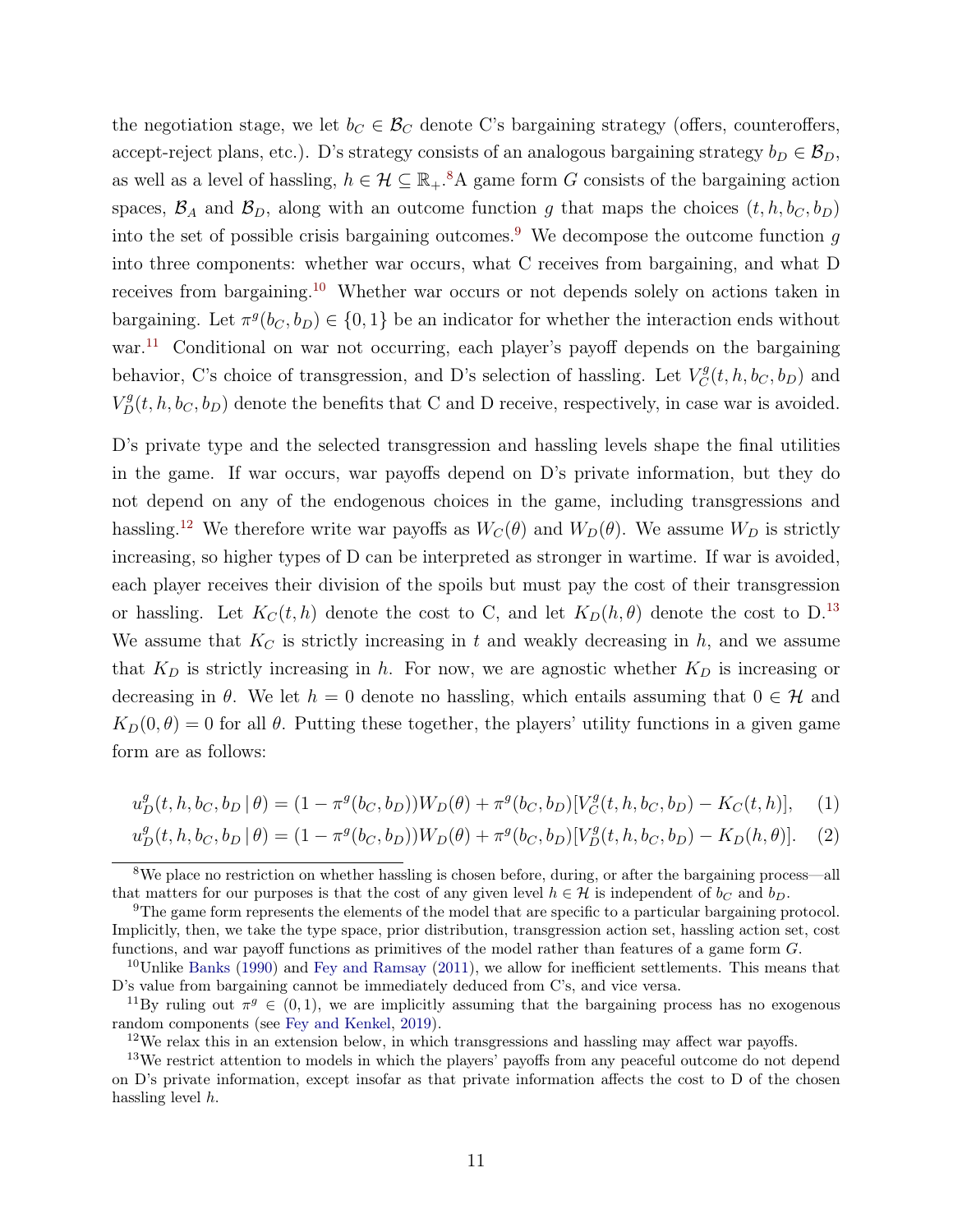the negotiation stage, we let $b_C \in \mathcal{B}_C$ denote C's bargaining strategy (offers, counteroffers, accept-reject plans, etc.). D's strategy consists of an analogous bargaining strategy $b_D \in \mathcal{B}_D$, as well as a level of hassling, $h \in \mathcal{H} \subseteq \mathbb{R}_+$.[8] A game form $G$ consists of the bargaining action spaces, $\mathcal{B}_A$ and $\mathcal{B}_D$, along with an outcome function $g$ that maps the choices $(t, h, b_C, b_D)$ into the set of possible crisis bargaining outcomes.[9] We decompose the outcome function $g$ into three components: whether war occurs, what C receives from bargaining, and what D receives from bargaining.[10] Whether war occurs or not depends solely on actions taken in bargaining. Let $\pi^g(b_C, b_D) \in \{0, 1\}$ be an indicator for whether the interaction ends without war.[11] Conditional on war not occurring, each player's payoff depends on the bargaining behavior, C's choice of transgression, and D's selection of hassling. Let $V_C^g(t, h, b_C, b_D)$ and $V_D^g(t, h, b_C, b_D)$ denote the benefits that C and D receive, respectively, in case war is avoided.

D's private type and the selected transgression and hassling levels shape the final utilities in the game. If war occurs, war payoffs depend on D's private information, but they do not depend on any of the endogenous choices in the game, including transgressions and hassling.[12] We therefore write war payoffs as $W_C(\theta)$ and $W_D(\theta)$. We assume $W_D$ is strictly increasing, so higher types of D can be interpreted as stronger in wartime. If war is avoided, each player receives their division of the spoils but must pay the cost of their transgression or hassling. Let $K_C(t, h)$ denote the cost to C, and let $K_D(h, \theta)$ denote the cost to D.[13] We assume that $K_C$ is strictly increasing in $t$ and weakly decreasing in $h$, and we assume that $K_D$ is strictly increasing in $h$. For now, we are agnostic whether $K_D$ is increasing or decreasing in $\theta$. We let $h = 0$ denote no hassling, which entails assuming that $0 \in \mathcal{H}$ and $K_D(0, \theta) = 0$ for all $\theta$. Putting these together, the players' utility functions in a given game form are as follows:

$$u_D^g(t, h, b_C, b_D \mid \theta) = (1 - \pi^g(b_C, b_D))W_D(\theta) + \pi^g(b_C, b_D)[V_C^g(t, h, b_C, b_D) - K_C(t, h)], \quad (1)$$

$$u_D^g(t, h, b_C, b_D \mid \theta) = (1 - \pi^g(b_C, b_D))W_D(\theta) + \pi^g(b_C, b_D)[V_D^g(t, h, b_C, b_D) - K_D(h, \theta)]. \quad (2)$$

---

[8] We place no restriction on whether hassling is chosen before, during, or after the bargaining process—all that matters for our purposes is that the cost of any given level $h \in \mathcal{H}$ is independent of $b_C$ and $b_D$.

[9] The game form represents the elements of the model that are specific to a particular bargaining protocol. Implicitly, then, we take the type space, prior distribution, transgression action set, hassling action set, cost functions, and war payoff functions as primitives of the model rather than features of a game form $G$.

[10] Unlike Banks (1990) and Fey and Ramsay (2011), we allow for inefficient settlements. This means that D's value from bargaining cannot be immediately deduced from C's, and vice versa.

[11] By ruling out $\pi^g \in (0, 1)$, we are implicitly assuming that the bargaining process has no exogenous random components (see Fey and Kenkel, 2019).

[12] We relax this in an extension below, in which transgressions and hassling may affect war payoffs.

[13] We restrict attention to models in which the players' payoffs from any peaceful outcome do not depend on D's private information, except insofar as that private information affects the cost to D of the chosen hassling level $h$.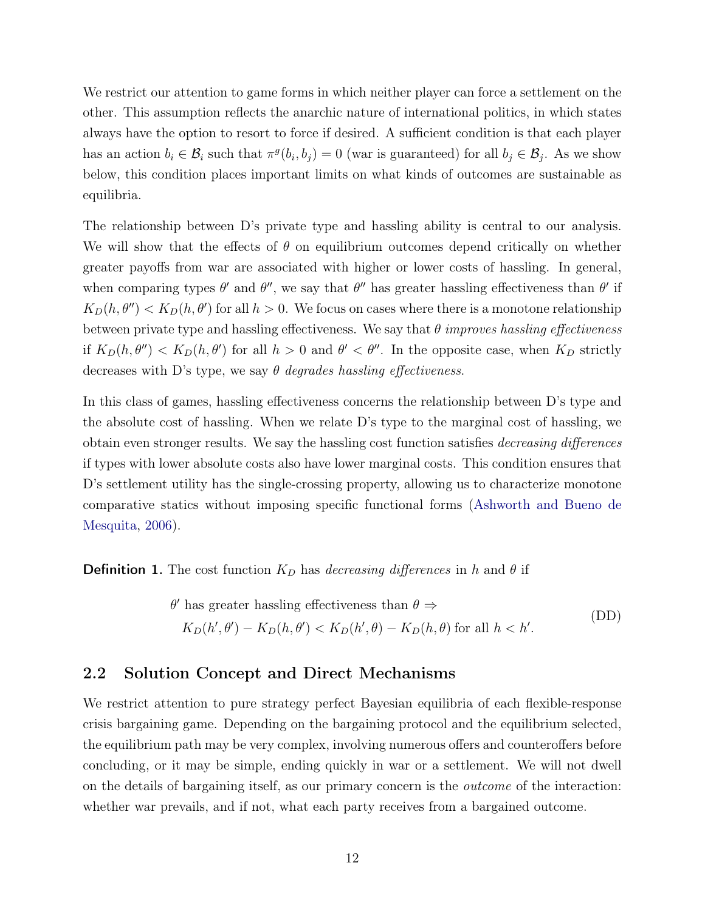We restrict our attention to game forms in which neither player can force a settlement on the other. This assumption reflects the anarchic nature of international politics, in which states always have the option to resort to force if desired. A sufficient condition is that each player has an action $b_i \in \mathcal{B}_i$ such that $\pi^g(b_i, b_j) = 0$ (war is guaranteed) for all $b_j \in \mathcal{B}_j$. As we show below, this condition places important limits on what kinds of outcomes are sustainable as equilibria.

The relationship between D's private type and hassling ability is central to our analysis. We will show that the effects of $\theta$ on equilibrium outcomes depend critically on whether greater payoffs from war are associated with higher or lower costs of hassling. In general, when comparing types $\theta'$ and $\theta''$, we say that $\theta''$ has greater hassling effectiveness than $\theta'$ if $K_D(h, \theta'') < K_D(h, \theta')$ for all $h > 0$. We focus on cases where there is a monotone relationship between private type and hassling effectiveness. We say that $\theta$ *improves hassling effectiveness* if $K_D(h, \theta'') < K_D(h, \theta')$ for all $h > 0$ and $\theta' < \theta''$. In the opposite case, when $K_D$ strictly decreases with D's type, we say $\theta$ *degrades hassling effectiveness*.

In this class of games, hassling effectiveness concerns the relationship between D's type and the absolute cost of hassling. When we relate D's type to the marginal cost of hassling, we obtain even stronger results. We say the hassling cost function satisfies *decreasing differences* if types with lower absolute costs also have lower marginal costs. This condition ensures that D's settlement utility has the single-crossing property, allowing us to characterize monotone comparative statics without imposing specific functional forms (Ashworth and Bueno de Mesquita, 2006).

**Definition 1.** The cost function $K_D$ has *decreasing differences* in $h$ and $\theta$ if

$$
\begin{aligned}
&\theta' \text{ has greater hassling effectiveness than } \theta \Rightarrow \\
&\quad K_D(h', \theta') - K_D(h, \theta') < K_D(h', \theta) - K_D(h, \theta) \text{ for all } h < h'.
\end{aligned}
\tag{DD}
$$

## 2.2 Solution Concept and Direct Mechanisms

We restrict attention to pure strategy perfect Bayesian equilibria of each flexible-response crisis bargaining game. Depending on the bargaining protocol and the equilibrium selected, the equilibrium path may be very complex, involving numerous offers and counteroffers before concluding, or it may be simple, ending quickly in war or a settlement. We will not dwell on the details of bargaining itself, as our primary concern is the *outcome* of the interaction: whether war prevails, and if not, what each party receives from a bargained outcome.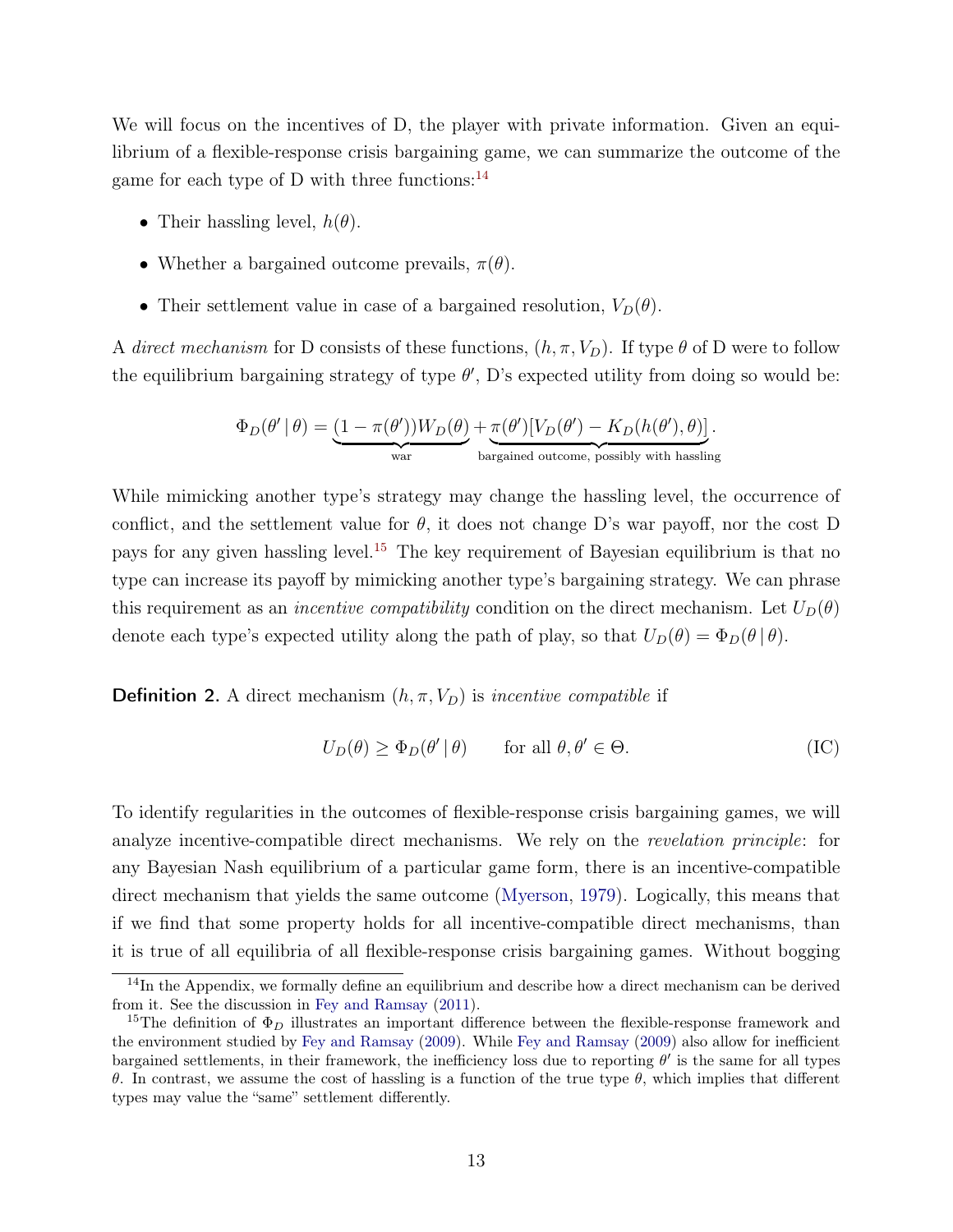We will focus on the incentives of D, the player with private information. Given an equilibrium of a flexible-response crisis bargaining game, we can summarize the outcome of the game for each type of D with three functions:[14]

- Their hassling level, $h(\theta)$.
- Whether a bargained outcome prevails, $\pi(\theta)$.
- Their settlement value in case of a bargained resolution, $V_D(\theta)$.

A *direct mechanism* for D consists of these functions, $(h, \pi, V_D)$. If type $\theta$ of D were to follow the equilibrium bargaining strategy of type $\theta'$, D's expected utility from doing so would be:

$$\Phi_D(\theta' \mid \theta) = \underbrace{(1 - \pi(\theta'))W_D(\theta)}_{\text{war}} + \underbrace{\pi(\theta')[V_D(\theta') - K_D(h(\theta'), \theta)]}_{\text{bargained outcome, possibly with hassling}}.$$

While mimicking another type's strategy may change the hassling level, the occurrence of conflict, and the settlement value for $\theta$, it does not change D's war payoff, nor the cost D pays for any given hassling level.[15] The key requirement of Bayesian equilibrium is that no type can increase its payoff by mimicking another type's bargaining strategy. We can phrase this requirement as an *incentive compatibility* condition on the direct mechanism. Let $U_D(\theta)$ denote each type's expected utility along the path of play, so that $U_D(\theta) = \Phi_D(\theta \mid \theta)$.

**Definition 2.** A direct mechanism $(h, \pi, V_D)$ is *incentive compatible* if

$$U_D(\theta) \geq \Phi_D(\theta' \mid \theta) \qquad \text{for all } \theta, \theta' \in \Theta. \tag{IC}$$

To identify regularities in the outcomes of flexible-response crisis bargaining games, we will analyze incentive-compatible direct mechanisms. We rely on the *revelation principle*: for any Bayesian Nash equilibrium of a particular game form, there is an incentive-compatible direct mechanism that yields the same outcome (Myerson, 1979). Logically, this means that if we find that some property holds for all incentive-compatible direct mechanisms, than it is true of all equilibria of all flexible-response crisis bargaining games. Without bogging

[14] In the Appendix, we formally define an equilibrium and describe how a direct mechanism can be derived from it. See the discussion in Fey and Ramsay (2011).

[15] The definition of $\Phi_D$ illustrates an important difference between the flexible-response framework and the environment studied by Fey and Ramsay (2009). While Fey and Ramsay (2009) also allow for inefficient bargained settlements, in their framework, the inefficiency loss due to reporting $\theta'$ is the same for all types $\theta$. In contrast, we assume the cost of hassling is a function of the true type $\theta$, which implies that different types may value the "same" settlement differently.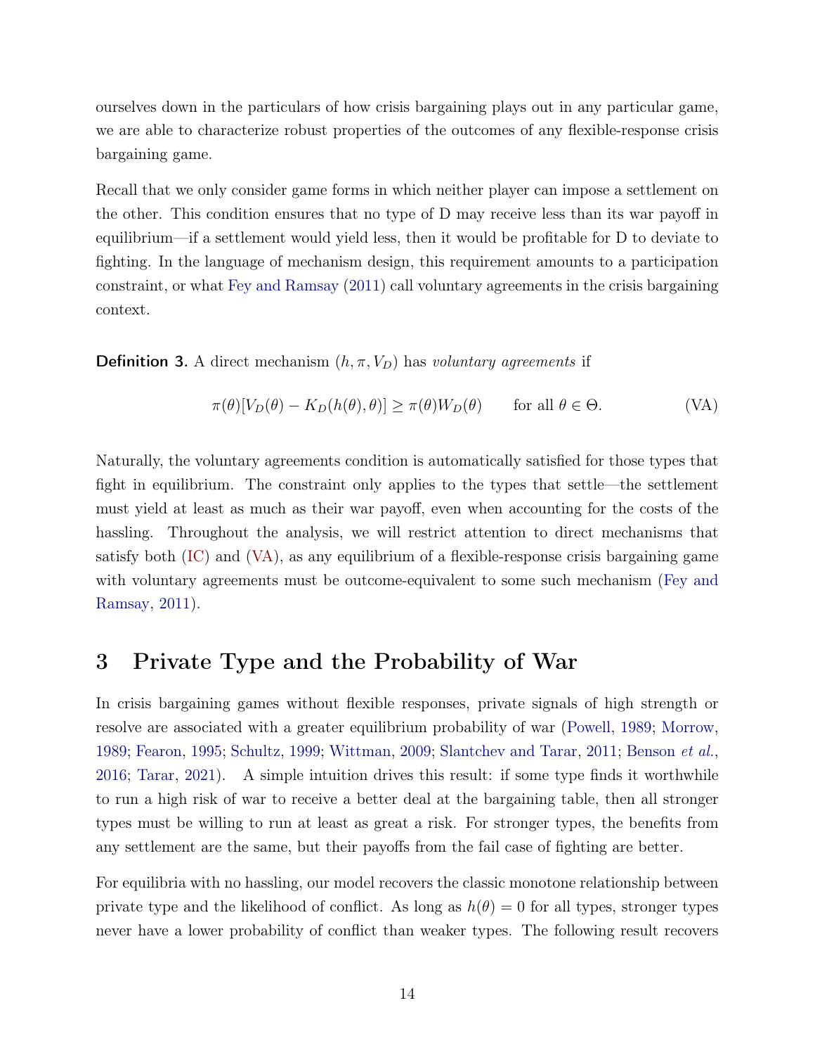ourselves down in the particulars of how crisis bargaining plays out in any particular game, we are able to characterize robust properties of the outcomes of any flexible-response crisis bargaining game.

Recall that we only consider game forms in which neither player can impose a settlement on the other. This condition ensures that no type of D may receive less than its war payoff in equilibrium—if a settlement would yield less, then it would be profitable for D to deviate to fighting. In the language of mechanism design, this requirement amounts to a participation constraint, or what Fey and Ramsay (2011) call voluntary agreements in the crisis bargaining context.

**Definition 3.** A direct mechanism $(h, \pi, V_D)$ has *voluntary agreements* if

$$\pi(\theta)[V_D(\theta) - K_D(h(\theta), \theta)] \geq \pi(\theta) W_D(\theta) \qquad \text{for all } \theta \in \Theta. \tag{VA}$$

Naturally, the voluntary agreements condition is automatically satisfied for those types that fight in equilibrium. The constraint only applies to the types that settle—the settlement must yield at least as much as their war payoff, even when accounting for the costs of the hassling. Throughout the analysis, we will restrict attention to direct mechanisms that satisfy both (IC) and (VA), as any equilibrium of a flexible-response crisis bargaining game with voluntary agreements must be outcome-equivalent to some such mechanism (Fey and Ramsay, 2011).

# 3 Private Type and the Probability of War

In crisis bargaining games without flexible responses, private signals of high strength or resolve are associated with a greater equilibrium probability of war (Powell, 1989; Morrow, 1989; Fearon, 1995; Schultz, 1999; Wittman, 2009; Slantchev and Tarar, 2011; Benson *et al.*, 2016; Tarar, 2021). A simple intuition drives this result: if some type finds it worthwhile to run a high risk of war to receive a better deal at the bargaining table, then all stronger types must be willing to run at least as great a risk. For stronger types, the benefits from any settlement are the same, but their payoffs from the fail case of fighting are better.

For equilibria with no hassling, our model recovers the classic monotone relationship between private type and the likelihood of conflict. As long as $h(\theta) = 0$ for all types, stronger types never have a lower probability of conflict than weaker types. The following result recovers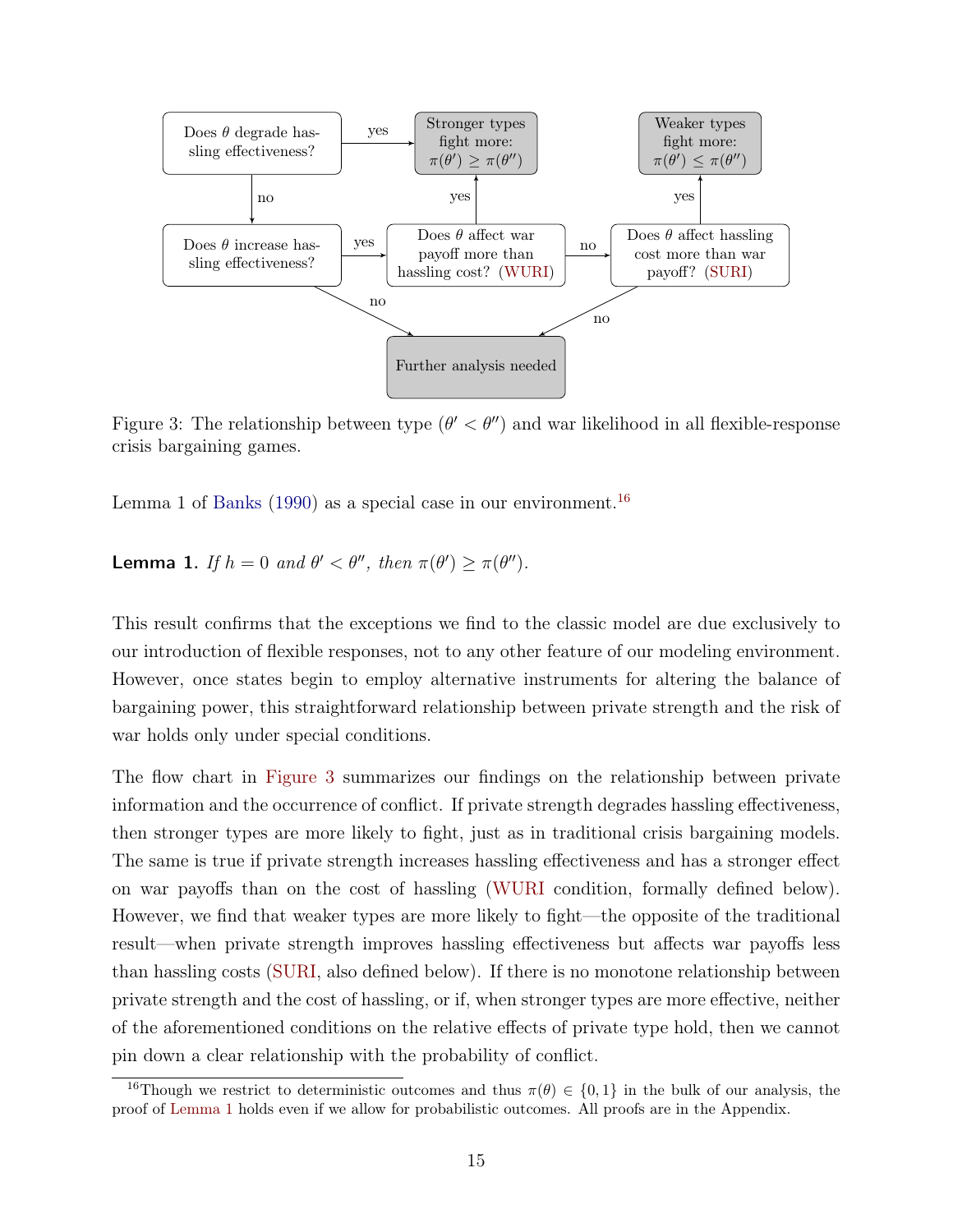Figure 3: The relationship between type ($\theta' < \theta''$) and war likelihood in all flexible-response crisis bargaining games.

Lemma 1 of Banks (1990) as a special case in our environment.[16]

**Lemma 1.** *If $h = 0$ and $\theta' < \theta''$, then $\pi(\theta') \geq \pi(\theta'')$.*

This result confirms that the exceptions we find to the classic model are due exclusively to our introduction of flexible responses, not to any other feature of our modeling environment. However, once states begin to employ alternative instruments for altering the balance of bargaining power, this straightforward relationship between private strength and the risk of war holds only under special conditions.

The flow chart in Figure 3 summarizes our findings on the relationship between private information and the occurrence of conflict. If private strength degrades hassling effectiveness, then stronger types are more likely to fight, just as in traditional crisis bargaining models. The same is true if private strength increases hassling effectiveness and has a stronger effect on war payoffs than on the cost of hassling (WURI condition, formally defined below). However, we find that weaker types are more likely to fight—the opposite of the traditional result—when private strength improves hassling effectiveness but affects war payoffs less than hassling costs (SURI, also defined below). If there is no monotone relationship between private strength and the cost of hassling, or if, when stronger types are more effective, neither of the aforementioned conditions on the relative effects of private type hold, then we cannot pin down a clear relationship with the probability of conflict.

[16] Though we restrict to deterministic outcomes and thus $\pi(\theta) \in \{0, 1\}$ in the bulk of our analysis, the proof of Lemma 1 holds even if we allow for probabilistic outcomes. All proofs are in the Appendix.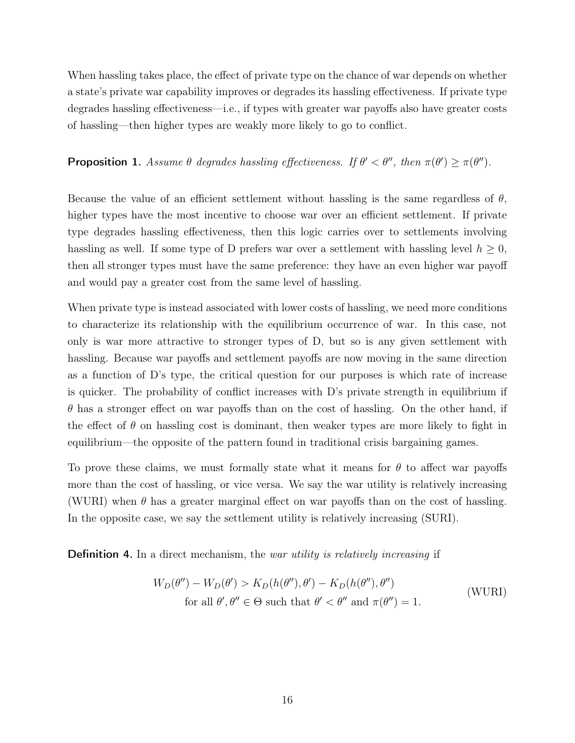When hassling takes place, the effect of private type on the chance of war depends on whether a state's private war capability improves or degrades its hassling effectiveness. If private type degrades hassling effectiveness—i.e., if types with greater war payoffs also have greater costs of hassling—then higher types are weakly more likely to go to conflict.

**Proposition 1.** *Assume $\theta$ degrades hassling effectiveness. If $\theta' < \theta''$, then $\pi(\theta') \geq \pi(\theta'')$.*

Because the value of an efficient settlement without hassling is the same regardless of $\theta$, higher types have the most incentive to choose war over an efficient settlement. If private type degrades hassling effectiveness, then this logic carries over to settlements involving hassling as well. If some type of D prefers war over a settlement with hassling level $h \geq 0$, then all stronger types must have the same preference: they have an even higher war payoff and would pay a greater cost from the same level of hassling.

When private type is instead associated with lower costs of hassling, we need more conditions to characterize its relationship with the equilibrium occurrence of war. In this case, not only is war more attractive to stronger types of D, but so is any given settlement with hassling. Because war payoffs and settlement payoffs are now moving in the same direction as a function of D's type, the critical question for our purposes is which rate of increase is quicker. The probability of conflict increases with D's private strength in equilibrium if $\theta$ has a stronger effect on war payoffs than on the cost of hassling. On the other hand, if the effect of $\theta$ on hassling cost is dominant, then weaker types are more likely to fight in equilibrium—the opposite of the pattern found in traditional crisis bargaining games.

To prove these claims, we must formally state what it means for $\theta$ to affect war payoffs more than the cost of hassling, or vice versa. We say the war utility is relatively increasing (WURI) when $\theta$ has a greater marginal effect on war payoffs than on the cost of hassling. In the opposite case, we say the settlement utility is relatively increasing (SURI).

**Definition 4.** In a direct mechanism, the *war utility is relatively increasing* if

$$
\begin{aligned}
W_D(\theta'') - W_D(\theta') &> K_D(h(\theta''), \theta') - K_D(h(\theta''), \theta'') \\
&\text{for all } \theta', \theta'' \in \Theta \text{ such that } \theta' < \theta'' \text{ and } \pi(\theta'') = 1.
\end{aligned}
\tag{WURI}
$$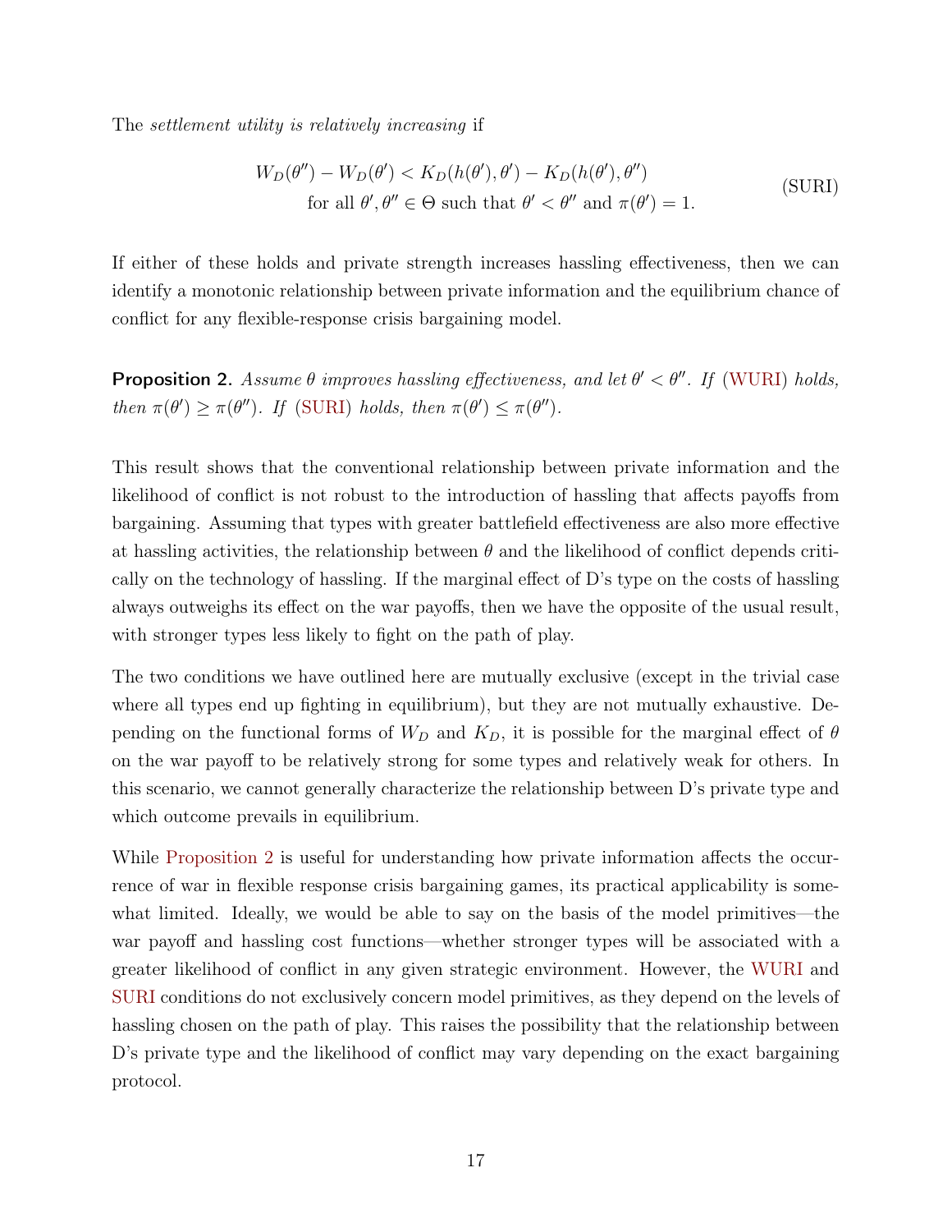The *settlement utility is relatively increasing* if

$$W_D(\theta'') - W_D(\theta') < K_D(h(\theta'), \theta') - K_D(h(\theta'), \theta'') \quad \text{for all } \theta', \theta'' \in \Theta \text{ such that } \theta' < \theta'' \text{ and } \pi(\theta') = 1. \tag{SURI}$$

If either of these holds and private strength increases hassling effectiveness, then we can identify a monotonic relationship between private information and the equilibrium chance of conflict for any flexible-response crisis bargaining model.

**Proposition 2.** *Assume $\theta$ improves hassling effectiveness, and let $\theta' < \theta''$. If (WURI) holds, then $\pi(\theta') \geq \pi(\theta'')$. If (SURI) holds, then $\pi(\theta') \leq \pi(\theta'')$.*

This result shows that the conventional relationship between private information and the likelihood of conflict is not robust to the introduction of hassling that affects payoffs from bargaining. Assuming that types with greater battlefield effectiveness are also more effective at hassling activities, the relationship between $\theta$ and the likelihood of conflict depends critically on the technology of hassling. If the marginal effect of D's type on the costs of hassling always outweighs its effect on the war payoffs, then we have the opposite of the usual result, with stronger types less likely to fight on the path of play.

The two conditions we have outlined here are mutually exclusive (except in the trivial case where all types end up fighting in equilibrium), but they are not mutually exhaustive. Depending on the functional forms of $W_D$ and $K_D$, it is possible for the marginal effect of $\theta$ on the war payoff to be relatively strong for some types and relatively weak for others. In this scenario, we cannot generally characterize the relationship between D's private type and which outcome prevails in equilibrium.

While Proposition 2 is useful for understanding how private information affects the occurrence of war in flexible response crisis bargaining games, its practical applicability is somewhat limited. Ideally, we would be able to say on the basis of the model primitives—the war payoff and hassling cost functions—whether stronger types will be associated with a greater likelihood of conflict in any given strategic environment. However, the WURI and SURI conditions do not exclusively concern model primitives, as they depend on the levels of hassling chosen on the path of play. This raises the possibility that the relationship between D's private type and the likelihood of conflict may vary depending on the exact bargaining protocol.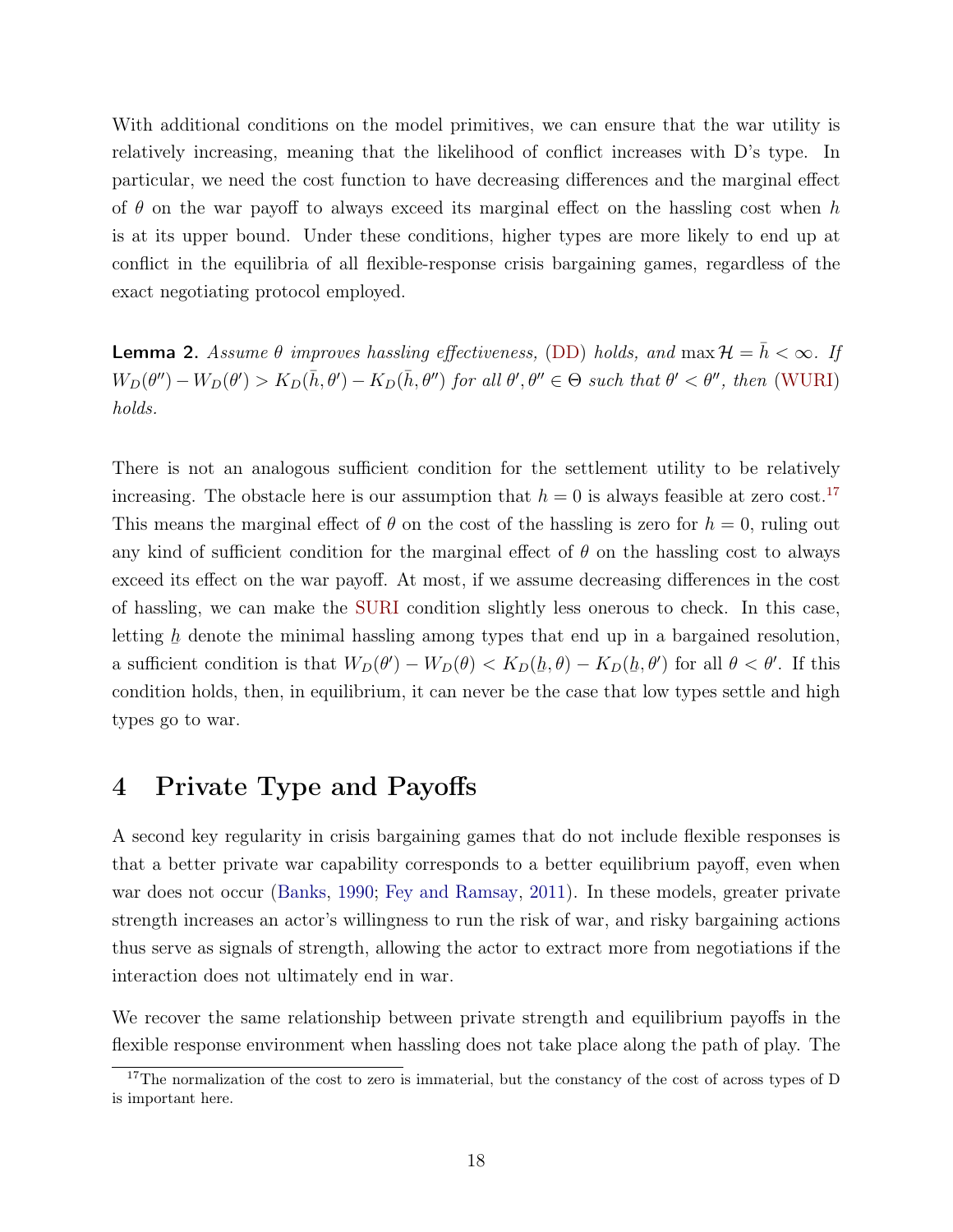With additional conditions on the model primitives, we can ensure that the war utility is relatively increasing, meaning that the likelihood of conflict increases with D's type. In particular, we need the cost function to have decreasing differences and the marginal effect of $\theta$ on the war payoff to always exceed its marginal effect on the hassling cost when $h$ is at its upper bound. Under these conditions, higher types are more likely to end up at conflict in the equilibria of all flexible-response crisis bargaining games, regardless of the exact negotiating protocol employed.

**Lemma 2.** *Assume $\theta$ improves hassling effectiveness, (DD) holds, and $\max \mathcal{H} = \bar{h} < \infty$. If $W_D(\theta'') - W_D(\theta') > K_D(\bar{h}, \theta') - K_D(\bar{h}, \theta'')$ for all $\theta', \theta'' \in \Theta$ such that $\theta' < \theta''$, then (WURI) holds.*

There is not an analogous sufficient condition for the settlement utility to be relatively increasing. The obstacle here is our assumption that $h = 0$ is always feasible at zero cost.[17] This means the marginal effect of $\theta$ on the cost of the hassling is zero for $h = 0$, ruling out any kind of sufficient condition for the marginal effect of $\theta$ on the hassling cost to always exceed its effect on the war payoff. At most, if we assume decreasing differences in the cost of hassling, we can make the SURI condition slightly less onerous to check. In this case, letting $\underline{h}$ denote the minimal hassling among types that end up in a bargained resolution, a sufficient condition is that $W_D(\theta') - W_D(\theta) < K_D(\underline{h}, \theta) - K_D(\underline{h}, \theta')$ for all $\theta < \theta'$. If this condition holds, then, in equilibrium, it can never be the case that low types settle and high types go to war.

# 4 Private Type and Payoffs

A second key regularity in crisis bargaining games that do not include flexible responses is that a better private war capability corresponds to a better equilibrium payoff, even when war does not occur (Banks, 1990; Fey and Ramsay, 2011). In these models, greater private strength increases an actor's willingness to run the risk of war, and risky bargaining actions thus serve as signals of strength, allowing the actor to extract more from negotiations if the interaction does not ultimately end in war.

We recover the same relationship between private strength and equilibrium payoffs in the flexible response environment when hassling does not take place along the path of play. The

[17] The normalization of the cost to zero is immaterial, but the constancy of the cost of across types of D is important here.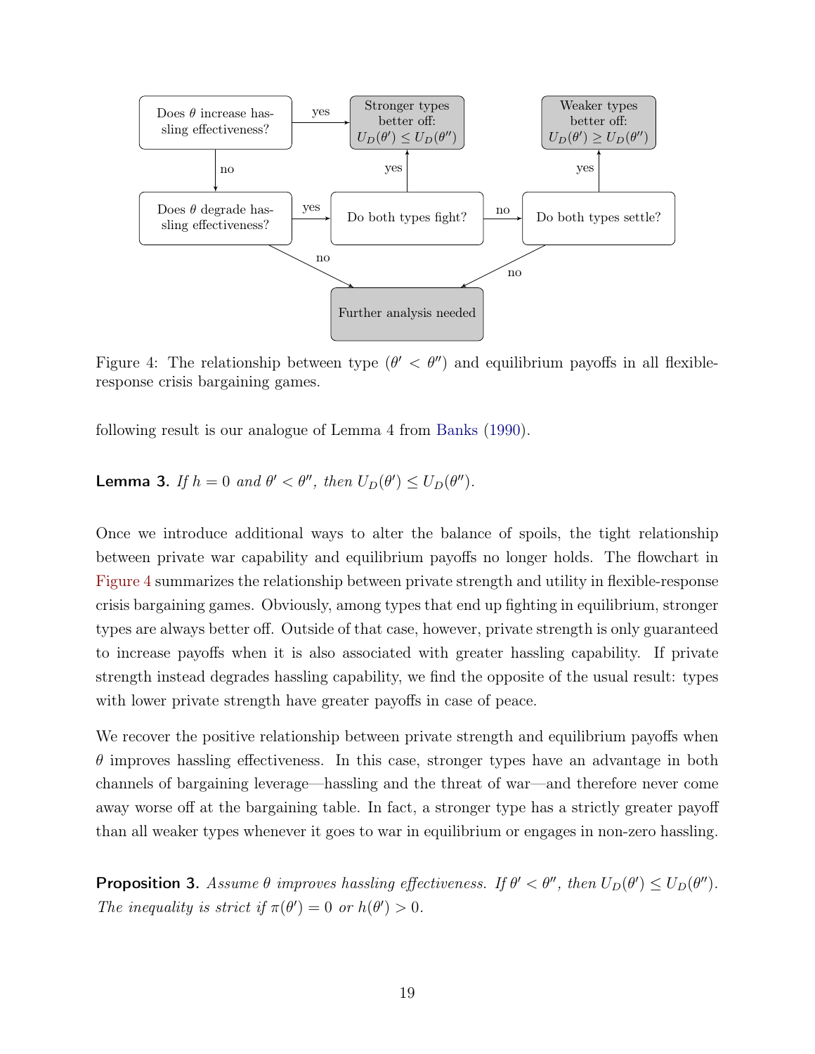Figure 4: The relationship between type ($\theta' < \theta''$) and equilibrium payoffs in all flexible-response crisis bargaining games.

following result is our analogue of Lemma 4 from Banks (1990).

**Lemma 3.** *If $h = 0$ and $\theta' < \theta''$, then $U_D(\theta') \leq U_D(\theta'')$.*

Once we introduce additional ways to alter the balance of spoils, the tight relationship between private war capability and equilibrium payoffs no longer holds. The flowchart in Figure 4 summarizes the relationship between private strength and utility in flexible-response crisis bargaining games. Obviously, among types that end up fighting in equilibrium, stronger types are always better off. Outside of that case, however, private strength is only guaranteed to increase payoffs when it is also associated with greater hassling capability. If private strength instead degrades hassling capability, we find the opposite of the usual result: types with lower private strength have greater payoffs in case of peace.

We recover the positive relationship between private strength and equilibrium payoffs when $\theta$ improves hassling effectiveness. In this case, stronger types have an advantage in both channels of bargaining leverage—hassling and the threat of war—and therefore never come away worse off at the bargaining table. In fact, a stronger type has a strictly greater payoff than all weaker types whenever it goes to war in equilibrium or engages in non-zero hassling.

**Proposition 3.** *Assume $\theta$ improves hassling effectiveness. If $\theta' < \theta''$, then $U_D(\theta') \leq U_D(\theta'')$. The inequality is strict if $\pi(\theta') = 0$ or $h(\theta') > 0$.*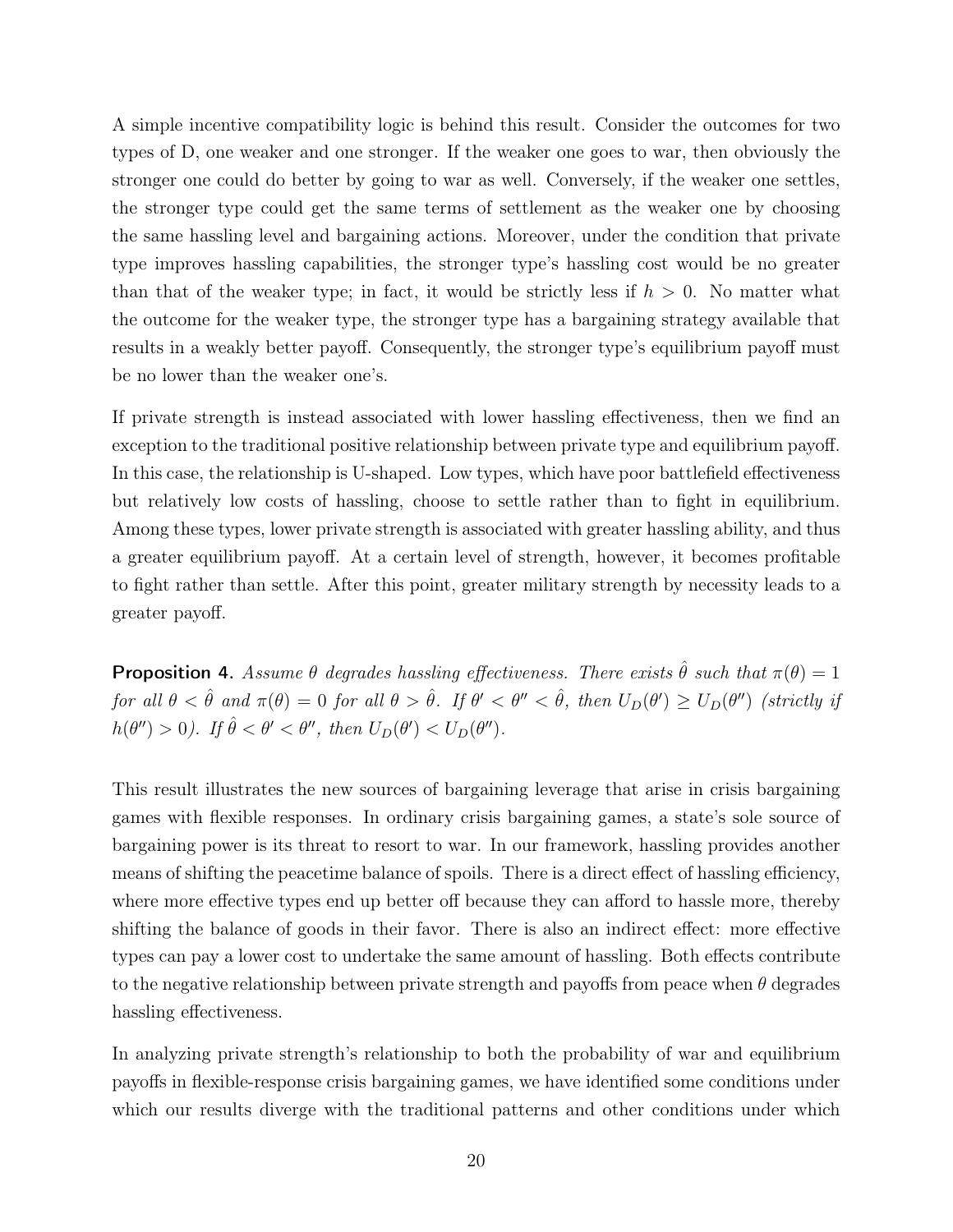A simple incentive compatibility logic is behind this result. Consider the outcomes for two types of D, one weaker and one stronger. If the weaker one goes to war, then obviously the stronger one could do better by going to war as well. Conversely, if the weaker one settles, the stronger type could get the same terms of settlement as the weaker one by choosing the same hassling level and bargaining actions. Moreover, under the condition that private type improves hassling capabilities, the stronger type's hassling cost would be no greater than that of the weaker type; in fact, it would be strictly less if $h > 0$. No matter what the outcome for the weaker type, the stronger type has a bargaining strategy available that results in a weakly better payoff. Consequently, the stronger type's equilibrium payoff must be no lower than the weaker one's.

If private strength is instead associated with lower hassling effectiveness, then we find an exception to the traditional positive relationship between private type and equilibrium payoff. In this case, the relationship is U-shaped. Low types, which have poor battlefield effectiveness but relatively low costs of hassling, choose to settle rather than to fight in equilibrium. Among these types, lower private strength is associated with greater hassling ability, and thus a greater equilibrium payoff. At a certain level of strength, however, it becomes profitable to fight rather than settle. After this point, greater military strength by necessity leads to a greater payoff.

**Proposition 4.** *Assume $\theta$ degrades hassling effectiveness. There exists $\hat{\theta}$ such that $\pi(\theta) = 1$ for all $\theta < \hat{\theta}$ and $\pi(\theta) = 0$ for all $\theta > \hat{\theta}$. If $\theta' < \theta'' < \hat{\theta}$, then $U_D(\theta') \geq U_D(\theta'')$ (strictly if $h(\theta'') > 0$). If $\hat{\theta} < \theta' < \theta''$, then $U_D(\theta') < U_D(\theta'')$.*

This result illustrates the new sources of bargaining leverage that arise in crisis bargaining games with flexible responses. In ordinary crisis bargaining games, a state's sole source of bargaining power is its threat to resort to war. In our framework, hassling provides another means of shifting the peacetime balance of spoils. There is a direct effect of hassling efficiency, where more effective types end up better off because they can afford to hassle more, thereby shifting the balance of goods in their favor. There is also an indirect effect: more effective types can pay a lower cost to undertake the same amount of hassling. Both effects contribute to the negative relationship between private strength and payoffs from peace when $\theta$ degrades hassling effectiveness.

In analyzing private strength's relationship to both the probability of war and equilibrium payoffs in flexible-response crisis bargaining games, we have identified some conditions under which our results diverge with the traditional patterns and other conditions under which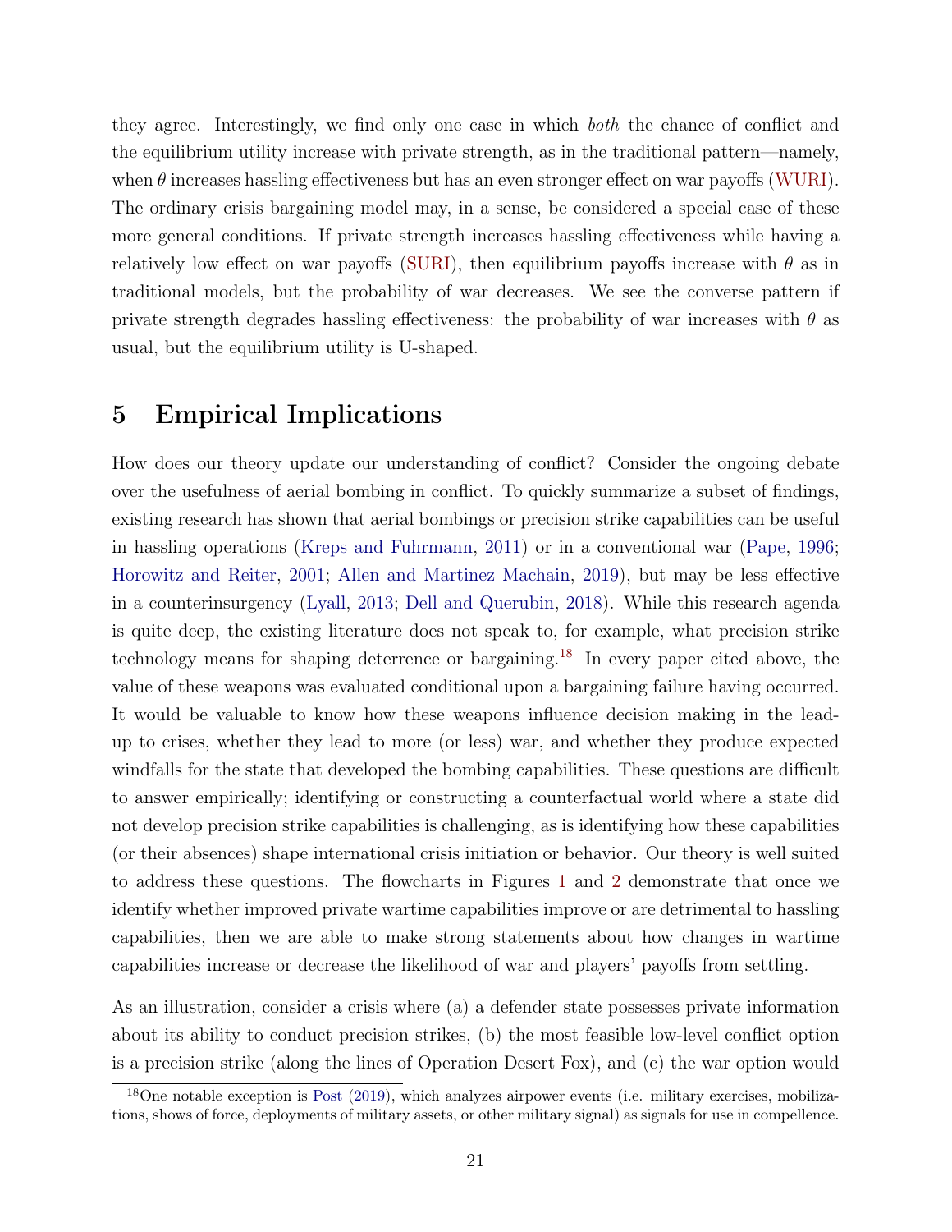they agree. Interestingly, we find only one case in which *both* the chance of conflict and the equilibrium utility increase with private strength, as in the traditional pattern—namely, when $\theta$ increases hassling effectiveness but has an even stronger effect on war payoffs (WURI). The ordinary crisis bargaining model may, in a sense, be considered a special case of these more general conditions. If private strength increases hassling effectiveness while having a relatively low effect on war payoffs (SURI), then equilibrium payoffs increase with $\theta$ as in traditional models, but the probability of war decreases. We see the converse pattern if private strength degrades hassling effectiveness: the probability of war increases with $\theta$ as usual, but the equilibrium utility is U-shaped.

# 5 Empirical Implications

How does our theory update our understanding of conflict? Consider the ongoing debate over the usefulness of aerial bombing in conflict. To quickly summarize a subset of findings, existing research has shown that aerial bombings or precision strike capabilities can be useful in hassling operations (Kreps and Fuhrmann, 2011) or in a conventional war (Pape, 1996; Horowitz and Reiter, 2001; Allen and Martinez Machain, 2019), but may be less effective in a counterinsurgency (Lyall, 2013; Dell and Querubin, 2018). While this research agenda is quite deep, the existing literature does not speak to, for example, what precision strike technology means for shaping deterrence or bargaining.[18] In every paper cited above, the value of these weapons was evaluated conditional upon a bargaining failure having occurred. It would be valuable to know how these weapons influence decision making in the lead-up to crises, whether they lead to more (or less) war, and whether they produce expected windfalls for the state that developed the bombing capabilities. These questions are difficult to answer empirically; identifying or constructing a counterfactual world where a state did not develop precision strike capabilities is challenging, as is identifying how these capabilities (or their absences) shape international crisis initiation or behavior. Our theory is well suited to address these questions. The flowcharts in Figures 1 and 2 demonstrate that once we identify whether improved private wartime capabilities improve or are detrimental to hassling capabilities, then we are able to make strong statements about how changes in wartime capabilities increase or decrease the likelihood of war and players' payoffs from settling.

As an illustration, consider a crisis where (a) a defender state possesses private information about its ability to conduct precision strikes, (b) the most feasible low-level conflict option is a precision strike (along the lines of Operation Desert Fox), and (c) the war option would

[18] One notable exception is Post (2019), which analyzes airpower events (i.e. military exercises, mobilizations, shows of force, deployments of military assets, or other military signal) as signals for use in compellence.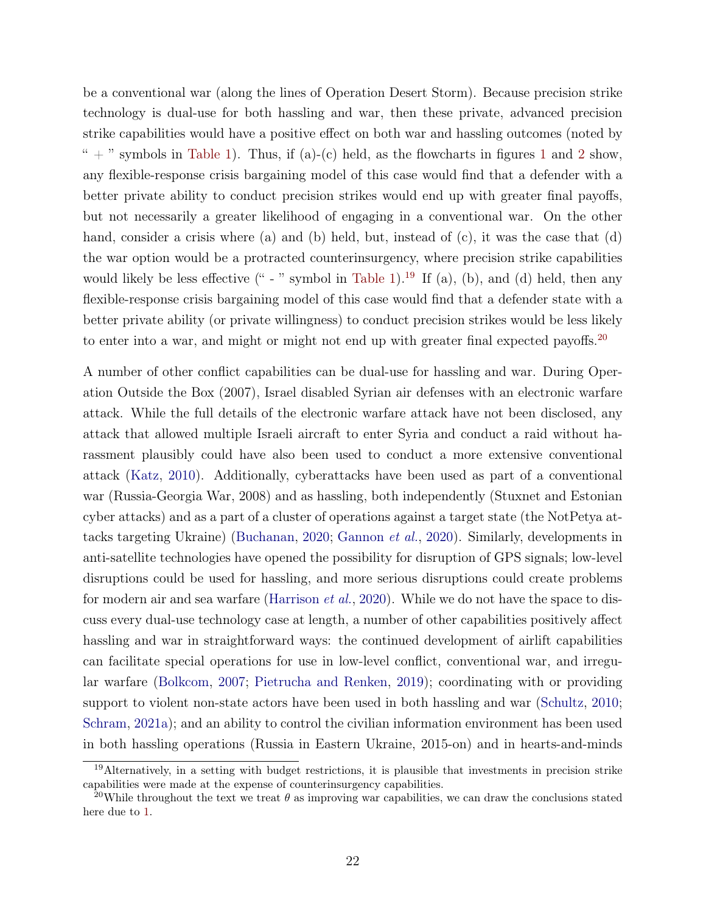be a conventional war (along the lines of Operation Desert Storm). Because precision strike technology is dual-use for both hassling and war, then these private, advanced precision strike capabilities would have a positive effect on both war and hassling outcomes (noted by " + " symbols in Table 1). Thus, if (a)-(c) held, as the flowcharts in figures 1 and 2 show, any flexible-response crisis bargaining model of this case would find that a defender with a better private ability to conduct precision strikes would end up with greater final payoffs, but not necessarily a greater likelihood of engaging in a conventional war. On the other hand, consider a crisis where (a) and (b) held, but, instead of (c), it was the case that (d) the war option would be a protracted counterinsurgency, where precision strike capabilities would likely be less effective (" - " symbol in Table 1).[19] If (a), (b), and (d) held, then any flexible-response crisis bargaining model of this case would find that a defender state with a better private ability (or private willingness) to conduct precision strikes would be less likely to enter into a war, and might or might not end up with greater final expected payoffs.[20]

A number of other conflict capabilities can be dual-use for hassling and war. During Operation Outside the Box (2007), Israel disabled Syrian air defenses with an electronic warfare attack. While the full details of the electronic warfare attack have not been disclosed, any attack that allowed multiple Israeli aircraft to enter Syria and conduct a raid without harassment plausibly could have also been used to conduct a more extensive conventional attack (Katz, 2010). Additionally, cyberattacks have been used as part of a conventional war (Russia-Georgia War, 2008) and as hassling, both independently (Stuxnet and Estonian cyber attacks) and as a part of a cluster of operations against a target state (the NotPetya attacks targeting Ukraine) (Buchanan, 2020; Gannon *et al.*, 2020). Similarly, developments in anti-satellite technologies have opened the possibility for disruption of GPS signals; low-level disruptions could be used for hassling, and more serious disruptions could create problems for modern air and sea warfare (Harrison *et al.*, 2020). While we do not have the space to discuss every dual-use technology case at length, a number of other capabilities positively affect hassling and war in straightforward ways: the continued development of airlift capabilities can facilitate special operations for use in low-level conflict, conventional war, and irregular warfare (Bolkcom, 2007; Pietrucha and Renken, 2019); coordinating with or providing support to violent non-state actors have been used in both hassling and war (Schultz, 2010; Schram, 2021a); and an ability to control the civilian information environment has been used in both hassling operations (Russia in Eastern Ukraine, 2015-on) and in hearts-and-minds

[19] Alternatively, in a setting with budget restrictions, it is plausible that investments in precision strike capabilities were made at the expense of counterinsurgency capabilities.

[20] While throughout the text we treat $\theta$ as improving war capabilities, we can draw the conclusions stated here due to 1.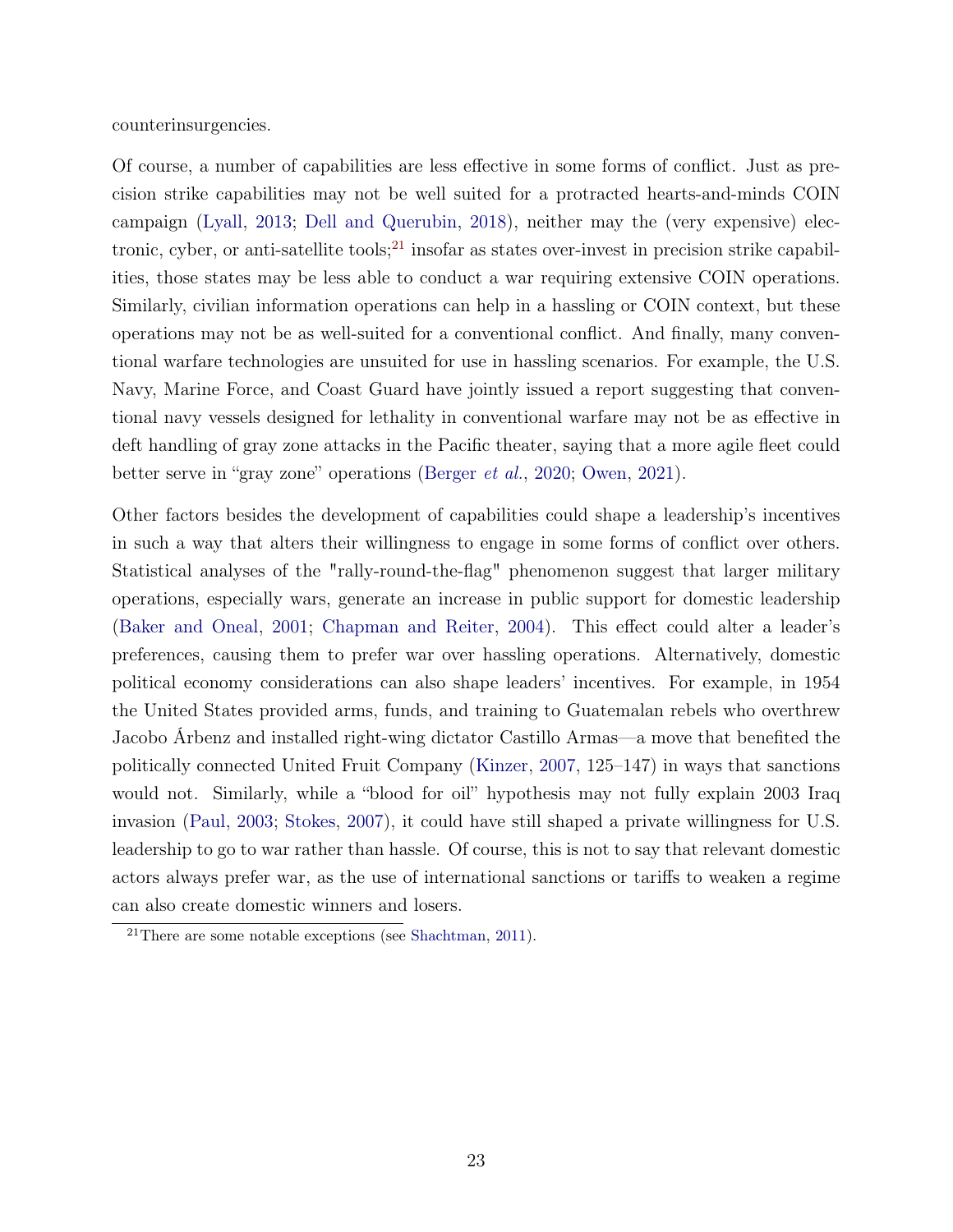counterinsurgencies.

Of course, a number of capabilities are less effective in some forms of conflict. Just as precision strike capabilities may not be well suited for a protracted hearts-and-minds COIN campaign (Lyall, 2013; Dell and Querubin, 2018), neither may the (very expensive) electronic, cyber, or anti-satellite tools;[21] insofar as states over-invest in precision strike capabilities, those states may be less able to conduct a war requiring extensive COIN operations. Similarly, civilian information operations can help in a hassling or COIN context, but these operations may not be as well-suited for a conventional conflict. And finally, many conventional warfare technologies are unsuited for use in hassling scenarios. For example, the U.S. Navy, Marine Force, and Coast Guard have jointly issued a report suggesting that conventional navy vessels designed for lethality in conventional warfare may not be as effective in deft handling of gray zone attacks in the Pacific theater, saying that a more agile fleet could better serve in "gray zone" operations (Berger *et al.*, 2020; Owen, 2021).

Other factors besides the development of capabilities could shape a leadership's incentives in such a way that alters their willingness to engage in some forms of conflict over others. Statistical analyses of the "rally-round-the-flag" phenomenon suggest that larger military operations, especially wars, generate an increase in public support for domestic leadership (Baker and Oneal, 2001; Chapman and Reiter, 2004). This effect could alter a leader's preferences, causing them to prefer war over hassling operations. Alternatively, domestic political economy considerations can also shape leaders' incentives. For example, in 1954 the United States provided arms, funds, and training to Guatemalan rebels who overthrew Jacobo Árbenz and installed right-wing dictator Castillo Armas—a move that benefited the politically connected United Fruit Company (Kinzer, 2007, 125–147) in ways that sanctions would not. Similarly, while a "blood for oil" hypothesis may not fully explain 2003 Iraq invasion (Paul, 2003; Stokes, 2007), it could have still shaped a private willingness for U.S. leadership to go to war rather than hassle. Of course, this is not to say that relevant domestic actors always prefer war, as the use of international sanctions or tariffs to weaken a regime can also create domestic winners and losers.

[21] There are some notable exceptions (see Shachtman, 2011).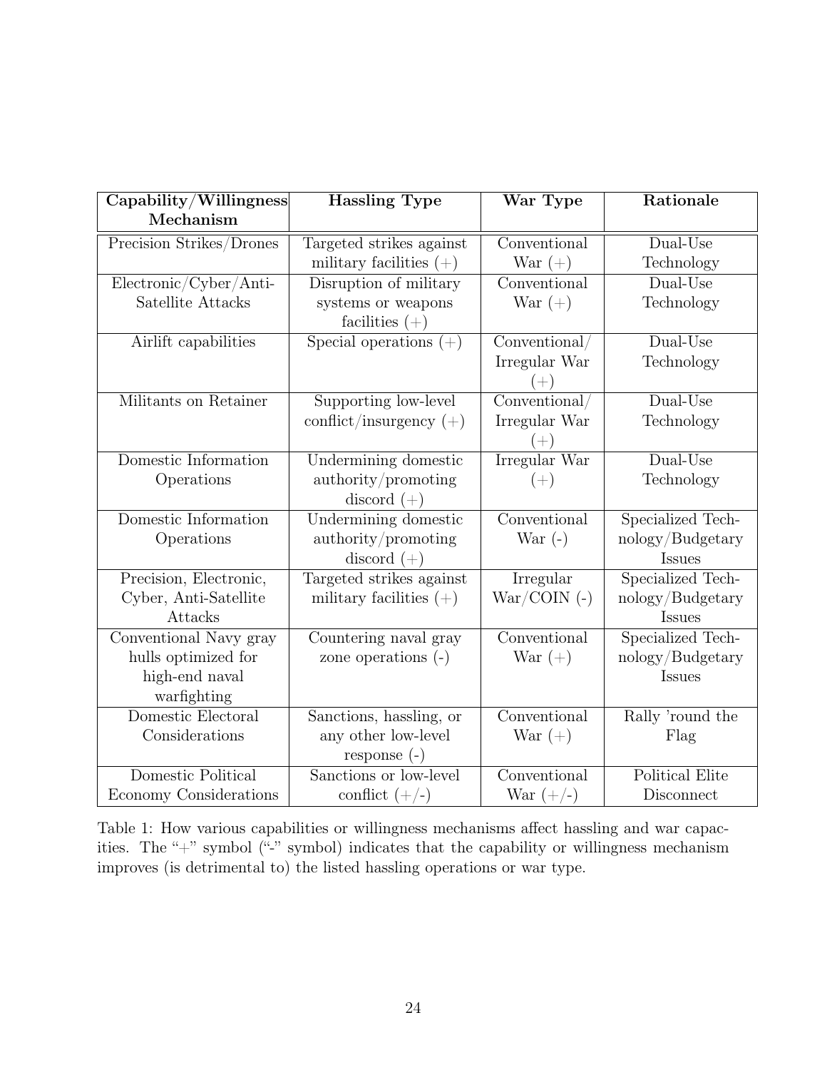| Capability/Willingness Mechanism | Hassling Type | War Type | Rationale |
| --- | --- | --- | --- |
| Precision Strikes/Drones | Targeted strikes against military facilities (+) | Conventional War (+) | Dual-Use Technology |
| Electronic/Cyber/Anti-Satellite Attacks | Disruption of military systems or weapons facilities (+) | Conventional War (+) | Dual-Use Technology |
| Airlift capabilities | Special operations (+) | Conventional/ Irregular War (+) | Dual-Use Technology |
| Militants on Retainer | Supporting low-level conflict/insurgency (+) | Conventional/ Irregular War (+) | Dual-Use Technology |
| Domestic Information Operations | Undermining domestic authority/promoting discord (+) | Irregular War (+) | Dual-Use Technology |
| Domestic Information Operations | Undermining domestic authority/promoting discord (+) | Conventional War (-) | Specialized Technology/Budgetary Issues |
| Precision, Electronic, Cyber, Anti-Satellite Attacks | Targeted strikes against military facilities (+) | Irregular War/COIN (-) | Specialized Technology/Budgetary Issues |
| Conventional Navy gray hulls optimized for high-end naval warfighting | Countering naval gray zone operations (-) | Conventional War (+) | Specialized Technology/Budgetary Issues |
| Domestic Electoral Considerations | Sanctions, hassling, or any other low-level response (-) | Conventional War (+) | Rally 'round the Flag |
| Domestic Political Economy Considerations | Sanctions or low-level conflict (+/-) | Conventional War (+/-) | Political Elite Disconnect |

Table 1: How various capabilities or willingness mechanisms affect hassling and war capacities. The "+" symbol ("-" symbol) indicates that the capability or willingness mechanism improves (is detrimental to) the listed hassling operations or war type.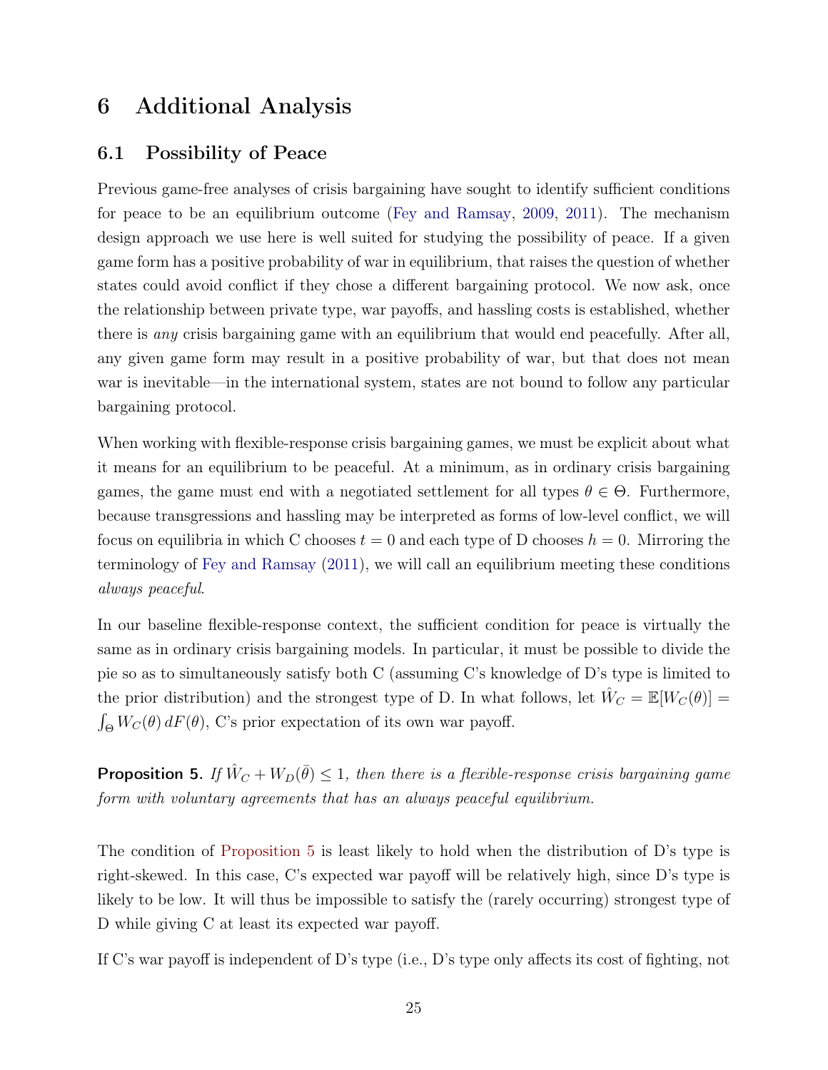# 6 Additional Analysis

## 6.1 Possibility of Peace

Previous game-free analyses of crisis bargaining have sought to identify sufficient conditions for peace to be an equilibrium outcome (Fey and Ramsay, 2009, 2011). The mechanism design approach we use here is well suited for studying the possibility of peace. If a given game form has a positive probability of war in equilibrium, that raises the question of whether states could avoid conflict if they chose a different bargaining protocol. We now ask, once the relationship between private type, war payoffs, and hassling costs is established, whether there is *any* crisis bargaining game with an equilibrium that would end peacefully. After all, any given game form may result in a positive probability of war, but that does not mean war is inevitable—in the international system, states are not bound to follow any particular bargaining protocol.

When working with flexible-response crisis bargaining games, we must be explicit about what it means for an equilibrium to be peaceful. At a minimum, as in ordinary crisis bargaining games, the game must end with a negotiated settlement for all types $\theta \in \Theta$. Furthermore, because transgressions and hassling may be interpreted as forms of low-level conflict, we will focus on equilibria in which C chooses $t = 0$ and each type of D chooses $h = 0$. Mirroring the terminology of Fey and Ramsay (2011), we will call an equilibrium meeting these conditions *always peaceful*.

In our baseline flexible-response context, the sufficient condition for peace is virtually the same as in ordinary crisis bargaining models. In particular, it must be possible to divide the pie so as to simultaneously satisfy both C (assuming C's knowledge of D's type is limited to the prior distribution) and the strongest type of D. In what follows, let $\hat{W}_C = \mathbb{E}[W_C(\theta)] = \int_\Theta W_C(\theta)\, dF(\theta)$, C's prior expectation of its own war payoff.

**Proposition 5.** *If $\hat{W}_C + W_D(\bar{\theta}) \leq 1$, then there is a flexible-response crisis bargaining game form with voluntary agreements that has an always peaceful equilibrium.*

The condition of Proposition 5 is least likely to hold when the distribution of D's type is right-skewed. In this case, C's expected war payoff will be relatively high, since D's type is likely to be low. It will thus be impossible to satisfy the (rarely occurring) strongest type of D while giving C at least its expected war payoff.

If C's war payoff is independent of D's type (i.e., D's type only affects its cost of fighting, not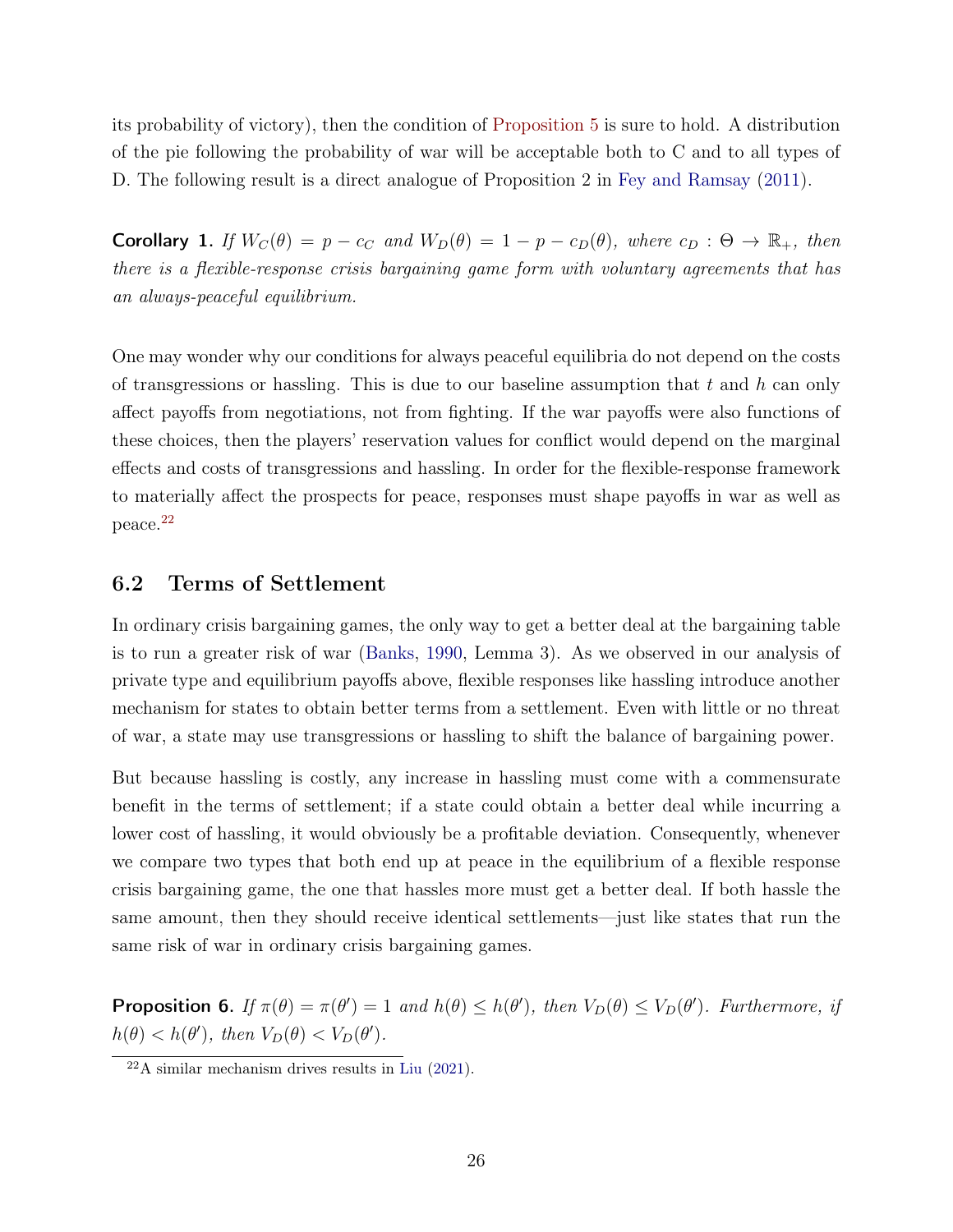its probability of victory), then the condition of Proposition 5 is sure to hold. A distribution of the pie following the probability of war will be acceptable both to C and to all types of D. The following result is a direct analogue of Proposition 2 in Fey and Ramsay (2011).

**Corollary 1.** *If $W_C(\theta) = p - c_C$ and $W_D(\theta) = 1 - p - c_D(\theta)$, where $c_D : \Theta \to \mathbb{R}_+$, then there is a flexible-response crisis bargaining game form with voluntary agreements that has an always-peaceful equilibrium.*

One may wonder why our conditions for always peaceful equilibria do not depend on the costs of transgressions or hassling. This is due to our baseline assumption that $t$ and $h$ can only affect payoffs from negotiations, not from fighting. If the war payoffs were also functions of these choices, then the players' reservation values for conflict would depend on the marginal effects and costs of transgressions and hassling. In order for the flexible-response framework to materially affect the prospects for peace, responses must shape payoffs in war as well as peace.[22]

## 6.2 Terms of Settlement

In ordinary crisis bargaining games, the only way to get a better deal at the bargaining table is to run a greater risk of war (Banks, 1990, Lemma 3). As we observed in our analysis of private type and equilibrium payoffs above, flexible responses like hassling introduce another mechanism for states to obtain better terms from a settlement. Even with little or no threat of war, a state may use transgressions or hassling to shift the balance of bargaining power.

But because hassling is costly, any increase in hassling must come with a commensurate benefit in the terms of settlement; if a state could obtain a better deal while incurring a lower cost of hassling, it would obviously be a profitable deviation. Consequently, whenever we compare two types that both end up at peace in the equilibrium of a flexible response crisis bargaining game, the one that hassles more must get a better deal. If both hassle the same amount, then they should receive identical settlements—just like states that run the same risk of war in ordinary crisis bargaining games.

**Proposition 6.** *If $\pi(\theta) = \pi(\theta') = 1$ and $h(\theta) \leq h(\theta')$, then $V_D(\theta) \leq V_D(\theta')$. Furthermore, if $h(\theta) < h(\theta')$, then $V_D(\theta) < V_D(\theta')$.*

[22] A similar mechanism drives results in Liu (2021).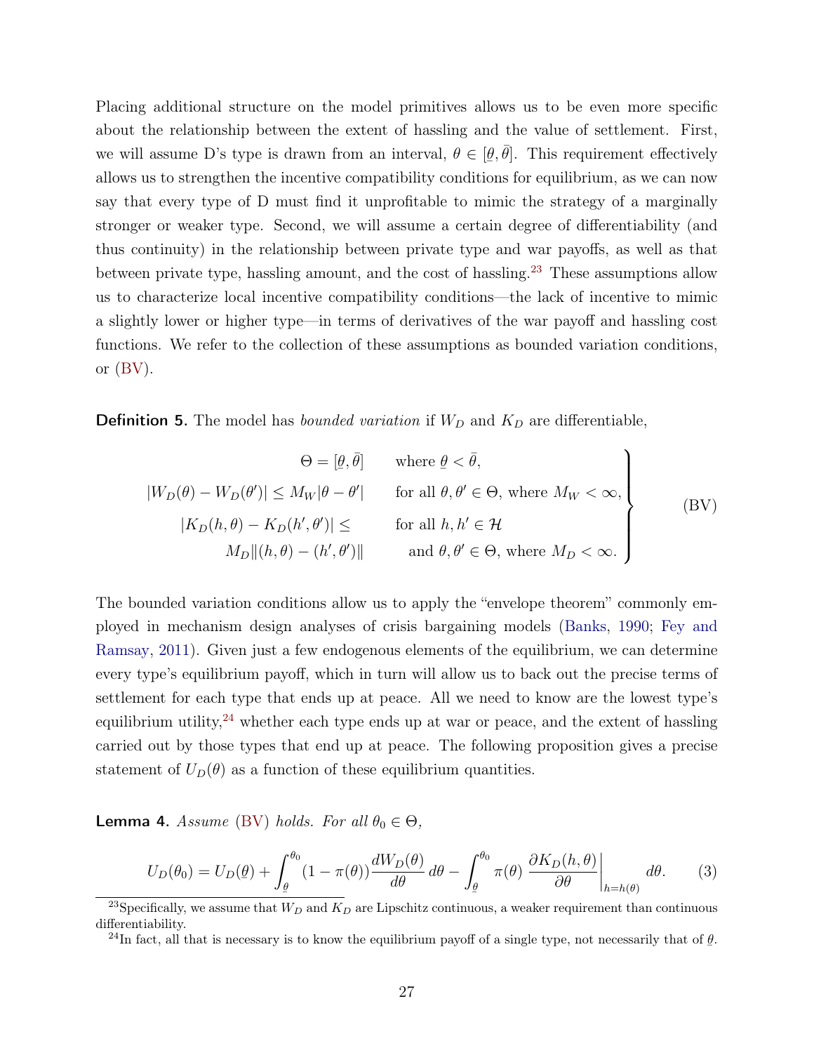Placing additional structure on the model primitives allows us to be even more specific about the relationship between the extent of hassling and the value of settlement. First, we will assume D's type is drawn from an interval, $\theta \in [\underline{\theta}, \bar{\theta}]$. This requirement effectively allows us to strengthen the incentive compatibility conditions for equilibrium, as we can now say that every type of D must find it unprofitable to mimic the strategy of a marginally stronger or weaker type. Second, we will assume a certain degree of differentiability (and thus continuity) in the relationship between private type and war payoffs, as well as that between private type, hassling amount, and the cost of hassling.[23] These assumptions allow us to characterize local incentive compatibility conditions—the lack of incentive to mimic a slightly lower or higher type—in terms of derivatives of the war payoff and hassling cost functions. We refer to the collection of these assumptions as bounded variation conditions, or (BV).

**Definition 5.** The model has *bounded variation* if $W_D$ and $K_D$ are differentiable,

$$\left.\begin{aligned} \Theta = [\underline{\theta}, \bar{\theta}] \qquad & \text{where } \underline{\theta} < \bar{\theta}, \\ |W_D(\theta) - W_D(\theta')| \leq M_W|\theta - \theta'| \qquad & \text{for all } \theta, \theta' \in \Theta, \text{ where } M_W < \infty, \\ |K_D(h, \theta) - K_D(h', \theta')| \leq \qquad & \text{for all } h, h' \in \mathcal{H} \\ M_D\|(h, \theta) - (h', \theta')\| \qquad & \text{and } \theta, \theta' \in \Theta, \text{ where } M_D < \infty. \end{aligned}\right\} \tag{BV}$$

The bounded variation conditions allow us to apply the "envelope theorem" commonly employed in mechanism design analyses of crisis bargaining models (Banks, 1990; Fey and Ramsay, 2011). Given just a few endogenous elements of the equilibrium, we can determine every type's equilibrium payoff, which in turn will allow us to back out the precise terms of settlement for each type that ends up at peace. All we need to know are the lowest type's equilibrium utility,[24] whether each type ends up at war or peace, and the extent of hassling carried out by those types that end up at peace. The following proposition gives a precise statement of $U_D(\theta)$ as a function of these equilibrium quantities.

**Lemma 4.** *Assume (BV) holds. For all $\theta_0 \in \Theta$,*

$$U_D(\theta_0) = U_D(\underline{\theta}) + \int_{\underline{\theta}}^{\theta_0} (1 - \pi(\theta)) \frac{dW_D(\theta)}{d\theta} \, d\theta - \int_{\underline{\theta}}^{\theta_0} \pi(\theta) \left. \frac{\partial K_D(h, \theta)}{\partial \theta} \right|_{h = h(\theta)} d\theta. \tag{3}$$

[23] Specifically, we assume that $W_D$ and $K_D$ are Lipschitz continuous, a weaker requirement than continuous differentiability.

[24] In fact, all that is necessary is to know the equilibrium payoff of a single type, not necessarily that of $\underline{\theta}$.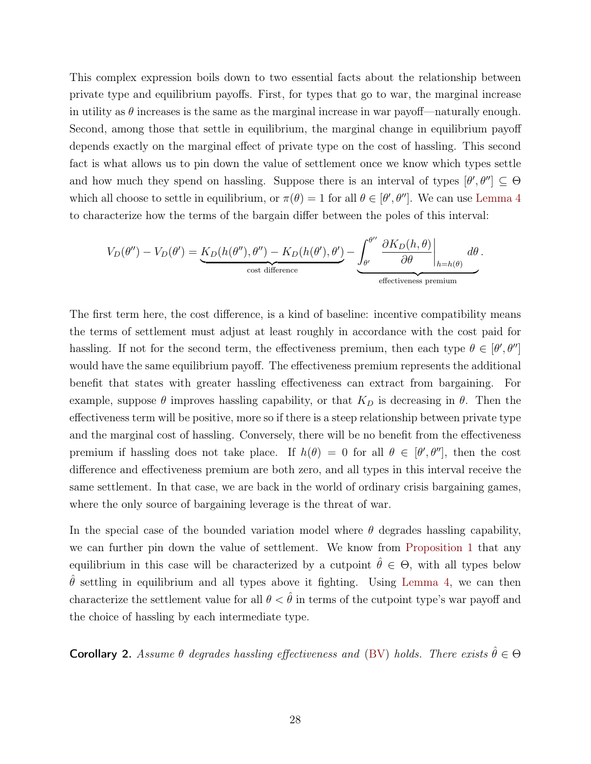This complex expression boils down to two essential facts about the relationship between private type and equilibrium payoffs. First, for types that go to war, the marginal increase in utility as $\theta$ increases is the same as the marginal increase in war payoff—naturally enough. Second, among those that settle in equilibrium, the marginal change in equilibrium payoff depends exactly on the marginal effect of private type on the cost of hassling. This second fact is what allows us to pin down the value of settlement once we know which types settle and how much they spend on hassling. Suppose there is an interval of types $[\theta', \theta''] \subseteq \Theta$ which all choose to settle in equilibrium, or $\pi(\theta) = 1$ for all $\theta \in [\theta', \theta'']$. We can use Lemma 4 to characterize how the terms of the bargain differ between the poles of this interval:

$$V_D(\theta'') - V_D(\theta') = \underbrace{K_D(h(\theta''), \theta'') - K_D(h(\theta'), \theta')}_{\text{cost difference}} - \underbrace{\int_{\theta'}^{\theta''} \left. \frac{\partial K_D(h, \theta)}{\partial \theta} \right|_{h = h(\theta)} d\theta}_{\text{effectiveness premium}}.$$

The first term here, the cost difference, is a kind of baseline: incentive compatibility means the terms of settlement must adjust at least roughly in accordance with the cost paid for hassling. If not for the second term, the effectiveness premium, then each type $\theta \in [\theta', \theta'']$ would have the same equilibrium payoff. The effectiveness premium represents the additional benefit that states with greater hassling effectiveness can extract from bargaining. For example, suppose $\theta$ improves hassling capability, or that $K_D$ is decreasing in $\theta$. Then the effectiveness term will be positive, more so if there is a steep relationship between private type and the marginal cost of hassling. Conversely, there will be no benefit from the effectiveness premium if hassling does not take place. If $h(\theta) = 0$ for all $\theta \in [\theta', \theta'']$, then the cost difference and effectiveness premium are both zero, and all types in this interval receive the same settlement. In that case, we are back in the world of ordinary crisis bargaining games, where the only source of bargaining leverage is the threat of war.

In the special case of the bounded variation model where $\theta$ degrades hassling capability, we can further pin down the value of settlement. We know from Proposition 1 that any equilibrium in this case will be characterized by a cutpoint $\hat{\theta} \in \Theta$, with all types below $\hat{\theta}$ settling in equilibrium and all types above it fighting. Using Lemma 4, we can then characterize the settlement value for all $\theta < \hat{\theta}$ in terms of the cutpoint type's war payoff and the choice of hassling by each intermediate type.

**Corollary 2.** *Assume $\theta$ degrades hassling effectiveness and (BV) holds. There exists $\hat{\theta} \in \Theta$*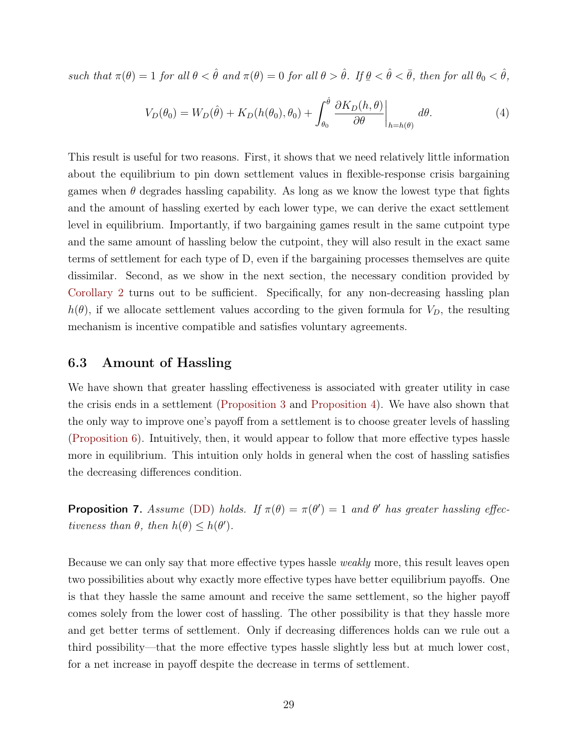*such that $\pi(\theta) = 1$ for all $\theta < \hat{\theta}$ and $\pi(\theta) = 0$ for all $\theta > \hat{\theta}$. If $\underline{\theta} < \hat{\theta} < \bar{\theta}$, then for all $\theta_0 < \hat{\theta}$,*

$$V_D(\theta_0) = W_D(\hat{\theta}) + K_D(h(\theta_0), \theta_0) + \int_{\theta_0}^{\hat{\theta}} \frac{\partial K_D(h, \theta)}{\partial \theta}\bigg|_{h=h(\theta)} d\theta. \tag{4}$$

This result is useful for two reasons. First, it shows that we need relatively little information about the equilibrium to pin down settlement values in flexible-response crisis bargaining games when $\theta$ degrades hassling capability. As long as we know the lowest type that fights and the amount of hassling exerted by each lower type, we can derive the exact settlement level in equilibrium. Importantly, if two bargaining games result in the same cutpoint type and the same amount of hassling below the cutpoint, they will also result in the exact same terms of settlement for each type of D, even if the bargaining processes themselves are quite dissimilar. Second, as we show in the next section, the necessary condition provided by Corollary 2 turns out to be sufficient. Specifically, for any non-decreasing hassling plan $h(\theta)$, if we allocate settlement values according to the given formula for $V_D$, the resulting mechanism is incentive compatible and satisfies voluntary agreements.

### 6.3 Amount of Hassling

We have shown that greater hassling effectiveness is associated with greater utility in case the crisis ends in a settlement (Proposition 3 and Proposition 4). We have also shown that the only way to improve one's payoff from a settlement is to choose greater levels of hassling (Proposition 6). Intuitively, then, it would appear to follow that more effective types hassle more in equilibrium. This intuition only holds in general when the cost of hassling satisfies the decreasing differences condition.

**Proposition 7.** *Assume (DD) holds. If $\pi(\theta) = \pi(\theta') = 1$ and $\theta'$ has greater hassling effectiveness than $\theta$, then $h(\theta) \leq h(\theta')$.*

Because we can only say that more effective types hassle *weakly* more, this result leaves open two possibilities about why exactly more effective types have better equilibrium payoffs. One is that they hassle the same amount and receive the same settlement, so the higher payoff comes solely from the lower cost of hassling. The other possibility is that they hassle more and get better terms of settlement. Only if decreasing differences holds can we rule out a third possibility—that the more effective types hassle slightly less but at much lower cost, for a net increase in payoff despite the decrease in terms of settlement.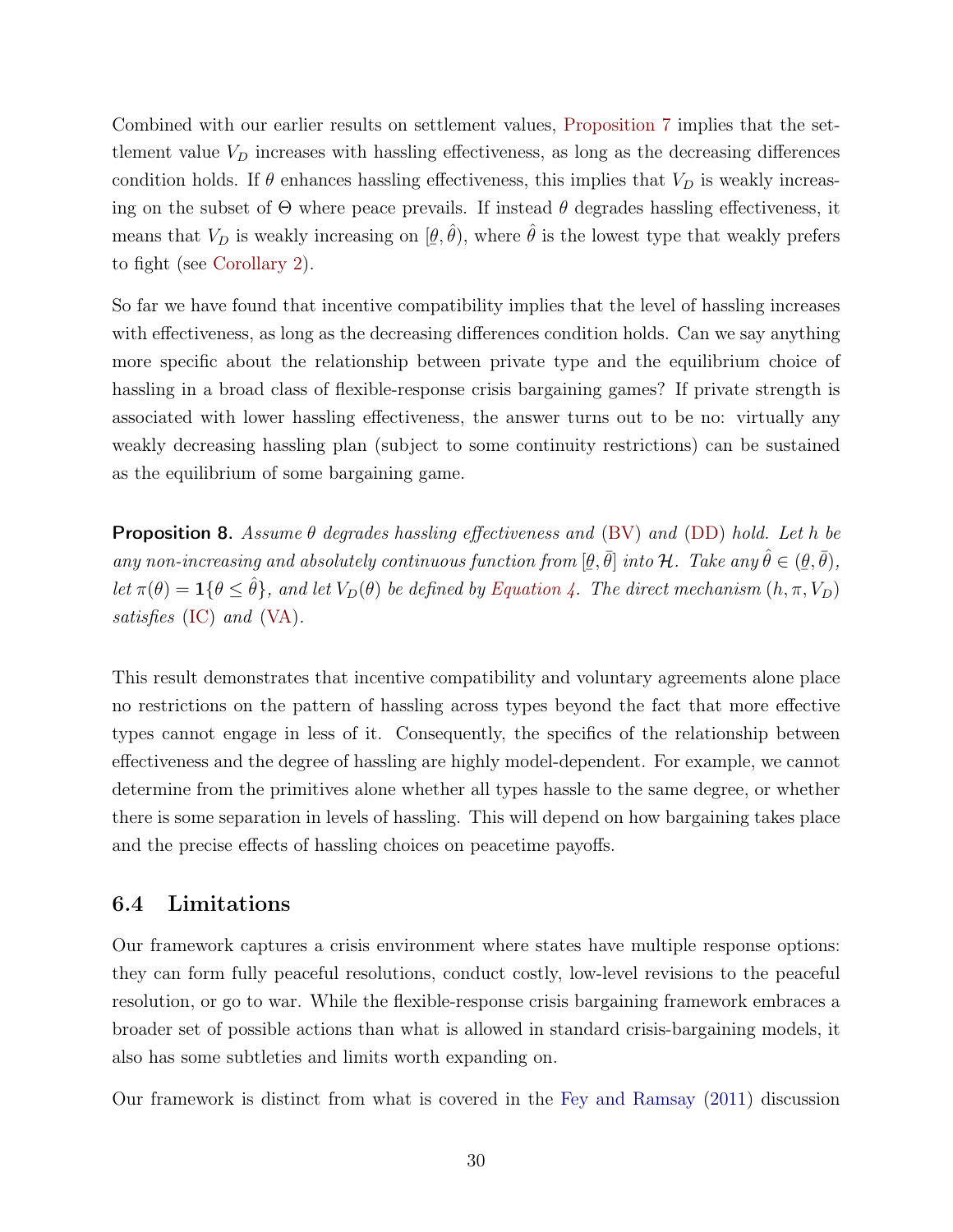Combined with our earlier results on settlement values, Proposition 7 implies that the settlement value $V_D$ increases with hassling effectiveness, as long as the decreasing differences condition holds. If $\theta$ enhances hassling effectiveness, this implies that $V_D$ is weakly increasing on the subset of $\Theta$ where peace prevails. If instead $\theta$ degrades hassling effectiveness, it means that $V_D$ is weakly increasing on $[\underline{\theta}, \hat{\theta})$, where $\hat{\theta}$ is the lowest type that weakly prefers to fight (see Corollary 2).

So far we have found that incentive compatibility implies that the level of hassling increases with effectiveness, as long as the decreasing differences condition holds. Can we say anything more specific about the relationship between private type and the equilibrium choice of hassling in a broad class of flexible-response crisis bargaining games? If private strength is associated with lower hassling effectiveness, the answer turns out to be no: virtually any weakly decreasing hassling plan (subject to some continuity restrictions) can be sustained as the equilibrium of some bargaining game.

**Proposition 8.** *Assume $\theta$ degrades hassling effectiveness and (BV) and (DD) hold. Let $h$ be any non-increasing and absolutely continuous function from $[\underline{\theta}, \bar{\theta}]$ into $\mathcal{H}$. Take any $\hat{\theta} \in (\underline{\theta}, \bar{\theta})$, let $\pi(\theta) = \mathbf{1}\{\theta \leq \hat{\theta}\}$, and let $V_D(\theta)$ be defined by Equation 4. The direct mechanism $(h, \pi, V_D)$ satisfies (IC) and (VA).*

This result demonstrates that incentive compatibility and voluntary agreements alone place no restrictions on the pattern of hassling across types beyond the fact that more effective types cannot engage in less of it. Consequently, the specifics of the relationship between effectiveness and the degree of hassling are highly model-dependent. For example, we cannot determine from the primitives alone whether all types hassle to the same degree, or whether there is some separation in levels of hassling. This will depend on how bargaining takes place and the precise effects of hassling choices on peacetime payoffs.

### 6.4 Limitations

Our framework captures a crisis environment where states have multiple response options: they can form fully peaceful resolutions, conduct costly, low-level revisions to the peaceful resolution, or go to war. While the flexible-response crisis bargaining framework embraces a broader set of possible actions than what is allowed in standard crisis-bargaining models, it also has some subtleties and limits worth expanding on.

Our framework is distinct from what is covered in the Fey and Ramsay (2011) discussion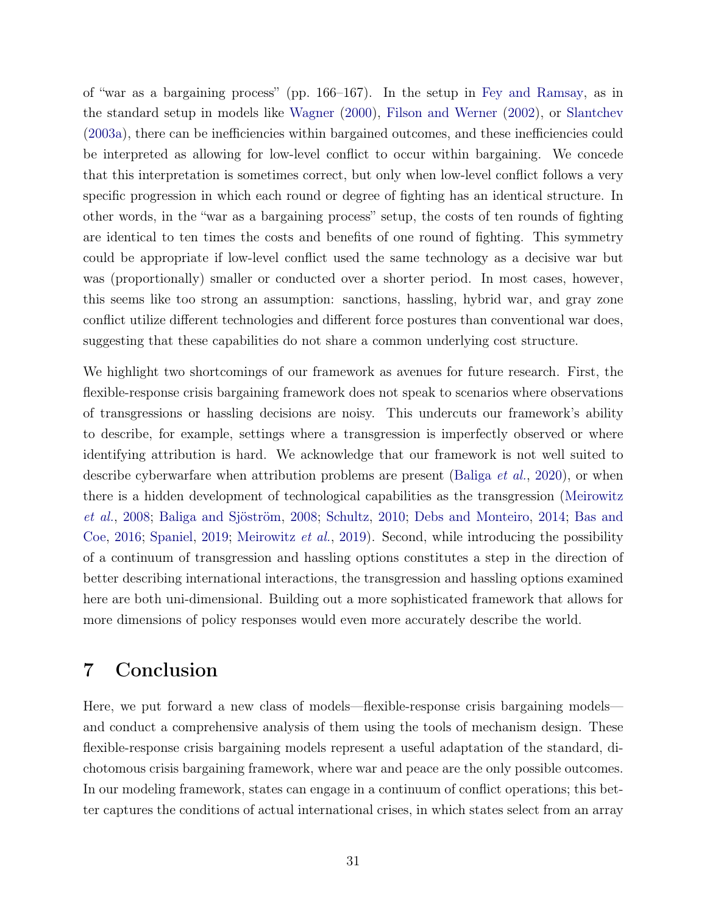of "war as a bargaining process" (pp. 166–167). In the setup in Fey and Ramsay, as in the standard setup in models like Wagner (2000), Filson and Werner (2002), or Slantchev (2003a), there can be inefficiencies within bargained outcomes, and these inefficiencies could be interpreted as allowing for low-level conflict to occur within bargaining. We concede that this interpretation is sometimes correct, but only when low-level conflict follows a very specific progression in which each round or degree of fighting has an identical structure. In other words, in the "war as a bargaining process" setup, the costs of ten rounds of fighting are identical to ten times the costs and benefits of one round of fighting. This symmetry could be appropriate if low-level conflict used the same technology as a decisive war but was (proportionally) smaller or conducted over a shorter period. In most cases, however, this seems like too strong an assumption: sanctions, hassling, hybrid war, and gray zone conflict utilize different technologies and different force postures than conventional war does, suggesting that these capabilities do not share a common underlying cost structure.

We highlight two shortcomings of our framework as avenues for future research. First, the flexible-response crisis bargaining framework does not speak to scenarios where observations of transgressions or hassling decisions are noisy. This undercuts our framework's ability to describe, for example, settings where a transgression is imperfectly observed or where identifying attribution is hard. We acknowledge that our framework is not well suited to describe cyberwarfare when attribution problems are present (Baliga *et al.*, 2020), or when there is a hidden development of technological capabilities as the transgression (Meirowitz *et al.*, 2008; Baliga and Sjöström, 2008; Schultz, 2010; Debs and Monteiro, 2014; Bas and Coe, 2016; Spaniel, 2019; Meirowitz *et al.*, 2019). Second, while introducing the possibility of a continuum of transgression and hassling options constitutes a step in the direction of better describing international interactions, the transgression and hassling options examined here are both uni-dimensional. Building out a more sophisticated framework that allows for more dimensions of policy responses would even more accurately describe the world.

# 7 Conclusion

Here, we put forward a new class of models—flexible-response crisis bargaining models—and conduct a comprehensive analysis of them using the tools of mechanism design. These flexible-response crisis bargaining models represent a useful adaptation of the standard, dichotomous crisis bargaining framework, where war and peace are the only possible outcomes. In our modeling framework, states can engage in a continuum of conflict operations; this better captures the conditions of actual international crises, in which states select from an array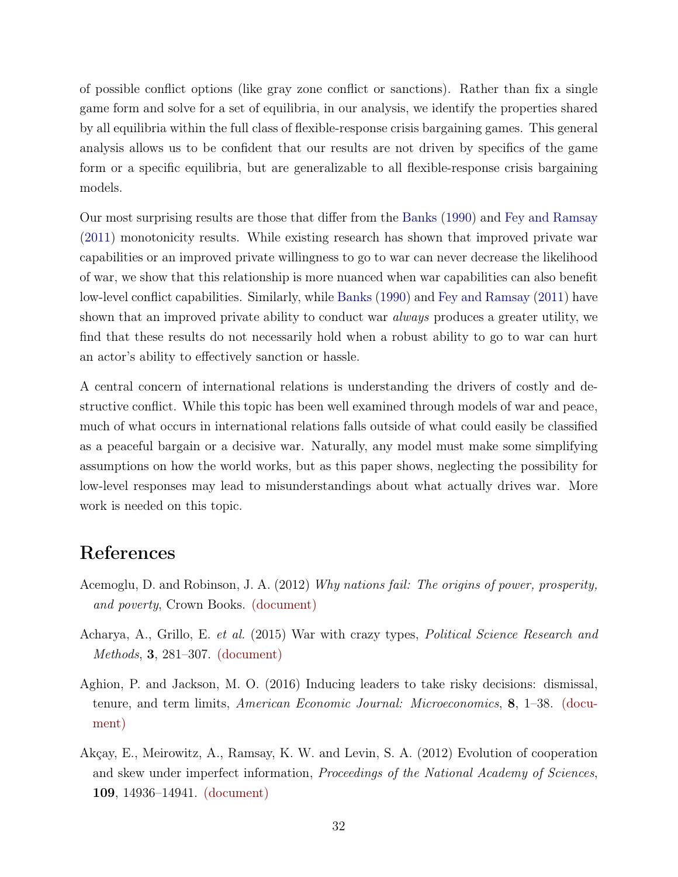of possible conflict options (like gray zone conflict or sanctions). Rather than fix a single game form and solve for a set of equilibria, in our analysis, we identify the properties shared by all equilibria within the full class of flexible-response crisis bargaining games. This general analysis allows us to be confident that our results are not driven by specifics of the game form or a specific equilibria, but are generalizable to all flexible-response crisis bargaining models.

Our most surprising results are those that differ from the Banks (1990) and Fey and Ramsay (2011) monotonicity results. While existing research has shown that improved private war capabilities or an improved private willingness to go to war can never decrease the likelihood of war, we show that this relationship is more nuanced when war capabilities can also benefit low-level conflict capabilities. Similarly, while Banks (1990) and Fey and Ramsay (2011) have shown that an improved private ability to conduct war *always* produces a greater utility, we find that these results do not necessarily hold when a robust ability to go to war can hurt an actor's ability to effectively sanction or hassle.

A central concern of international relations is understanding the drivers of costly and destructive conflict. While this topic has been well examined through models of war and peace, much of what occurs in international relations falls outside of what could easily be classified as a peaceful bargain or a decisive war. Naturally, any model must make some simplifying assumptions on how the world works, but as this paper shows, neglecting the possibility for low-level responses may lead to misunderstandings about what actually drives war. More work is needed on this topic.

# References

Acemoglu, D. and Robinson, J. A. (2012) *Why nations fail: The origins of power, prosperity, and poverty*, Crown Books. (document)

Acharya, A., Grillo, E. *et al.* (2015) War with crazy types, *Political Science Research and Methods*, **3**, 281–307. (document)

Aghion, P. and Jackson, M. O. (2016) Inducing leaders to take risky decisions: dismissal, tenure, and term limits, *American Economic Journal: Microeconomics*, **8**, 1–38. (document)

Akçay, E., Meirowitz, A., Ramsay, K. W. and Levin, S. A. (2012) Evolution of cooperation and skew under imperfect information, *Proceedings of the National Academy of Sciences*, **109**, 14936–14941. (document)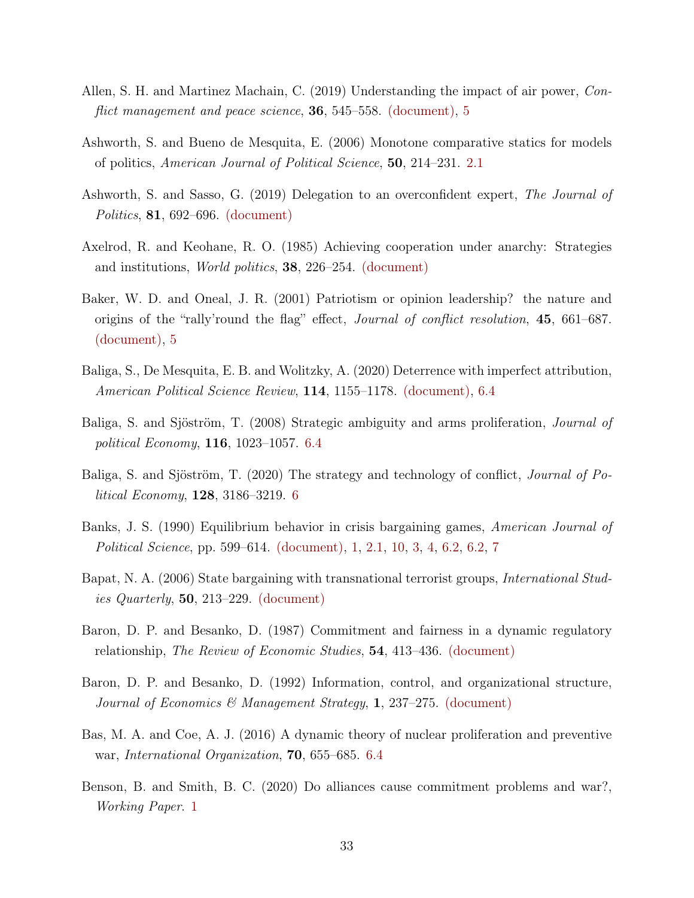Allen, S. H. and Martinez Machain, C. (2019) Understanding the impact of air power, *Conflict management and peace science*, **36**, 545–558. (document), 5

Ashworth, S. and Bueno de Mesquita, E. (2006) Monotone comparative statics for models of politics, *American Journal of Political Science*, **50**, 214–231. 2.1

Ashworth, S. and Sasso, G. (2019) Delegation to an overconfident expert, *The Journal of Politics*, **81**, 692–696. (document)

Axelrod, R. and Keohane, R. O. (1985) Achieving cooperation under anarchy: Strategies and institutions, *World politics*, **38**, 226–254. (document)

Baker, W. D. and Oneal, J. R. (2001) Patriotism or opinion leadership? the nature and origins of the "rally'round the flag" effect, *Journal of conflict resolution*, **45**, 661–687. (document), 5

Baliga, S., De Mesquita, E. B. and Wolitzky, A. (2020) Deterrence with imperfect attribution, *American Political Science Review*, **114**, 1155–1178. (document), 6.4

Baliga, S. and Sjöström, T. (2008) Strategic ambiguity and arms proliferation, *Journal of political Economy*, **116**, 1023–1057. 6.4

Baliga, S. and Sjöström, T. (2020) The strategy and technology of conflict, *Journal of Political Economy*, **128**, 3186–3219. 6

Banks, J. S. (1990) Equilibrium behavior in crisis bargaining games, *American Journal of Political Science*, pp. 599–614. (document), 1, 2.1, 10, 3, 4, 6.2, 6.2, 7

Bapat, N. A. (2006) State bargaining with transnational terrorist groups, *International Studies Quarterly*, **50**, 213–229. (document)

Baron, D. P. and Besanko, D. (1987) Commitment and fairness in a dynamic regulatory relationship, *The Review of Economic Studies*, **54**, 413–436. (document)

Baron, D. P. and Besanko, D. (1992) Information, control, and organizational structure, *Journal of Economics & Management Strategy*, **1**, 237–275. (document)

Bas, M. A. and Coe, A. J. (2016) A dynamic theory of nuclear proliferation and preventive war, *International Organization*, **70**, 655–685. 6.4

Benson, B. and Smith, B. C. (2020) Do alliances cause commitment problems and war?, *Working Paper*. 1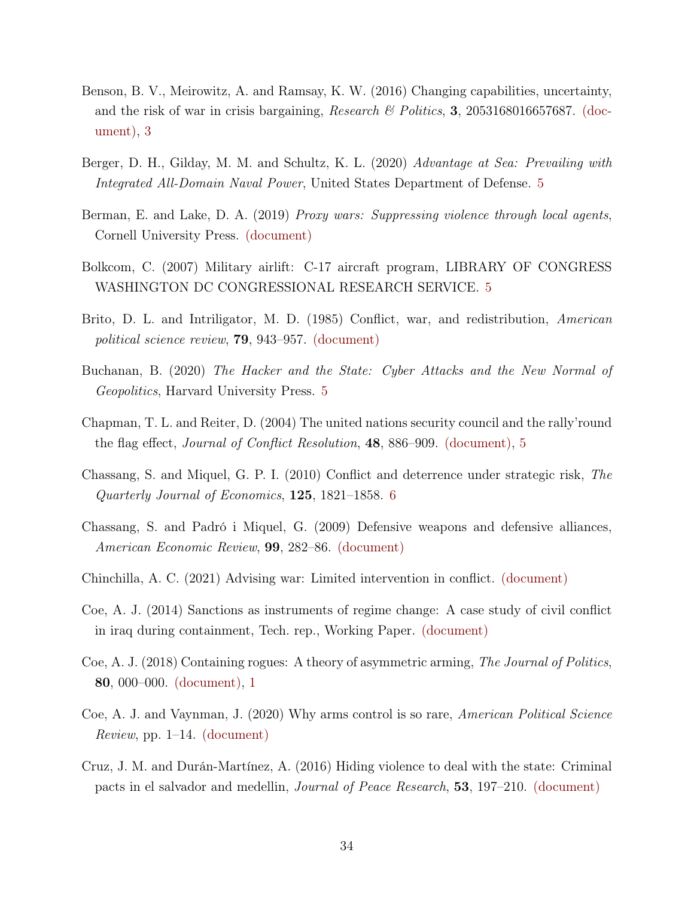Benson, B. V., Meirowitz, A. and Ramsay, K. W. (2016) Changing capabilities, uncertainty, and the risk of war in crisis bargaining, *Research & Politics*, **3**, 2053168016657687. (document), 3

Berger, D. H., Gilday, M. M. and Schultz, K. L. (2020) *Advantage at Sea: Prevailing with Integrated All-Domain Naval Power*, United States Department of Defense. 5

Berman, E. and Lake, D. A. (2019) *Proxy wars: Suppressing violence through local agents*, Cornell University Press. (document)

Bolkcom, C. (2007) Military airlift: C-17 aircraft program, LIBRARY OF CONGRESS WASHINGTON DC CONGRESSIONAL RESEARCH SERVICE. 5

Brito, D. L. and Intriligator, M. D. (1985) Conflict, war, and redistribution, *American political science review*, **79**, 943–957. (document)

Buchanan, B. (2020) *The Hacker and the State: Cyber Attacks and the New Normal of Geopolitics*, Harvard University Press. 5

Chapman, T. L. and Reiter, D. (2004) The united nations security council and the rally'round the flag effect, *Journal of Conflict Resolution*, **48**, 886–909. (document), 5

Chassang, S. and Miquel, G. P. I. (2010) Conflict and deterrence under strategic risk, *The Quarterly Journal of Economics*, **125**, 1821–1858. 6

Chassang, S. and Padró i Miquel, G. (2009) Defensive weapons and defensive alliances, *American Economic Review*, **99**, 282–86. (document)

Chinchilla, A. C. (2021) Advising war: Limited intervention in conflict. (document)

Coe, A. J. (2014) Sanctions as instruments of regime change: A case study of civil conflict in iraq during containment, Tech. rep., Working Paper. (document)

Coe, A. J. (2018) Containing rogues: A theory of asymmetric arming, *The Journal of Politics*, **80**, 000–000. (document), 1

Coe, A. J. and Vaynman, J. (2020) Why arms control is so rare, *American Political Science Review*, pp. 1–14. (document)

Cruz, J. M. and Durán-Martínez, A. (2016) Hiding violence to deal with the state: Criminal pacts in el salvador and medellin, *Journal of Peace Research*, **53**, 197–210. (document)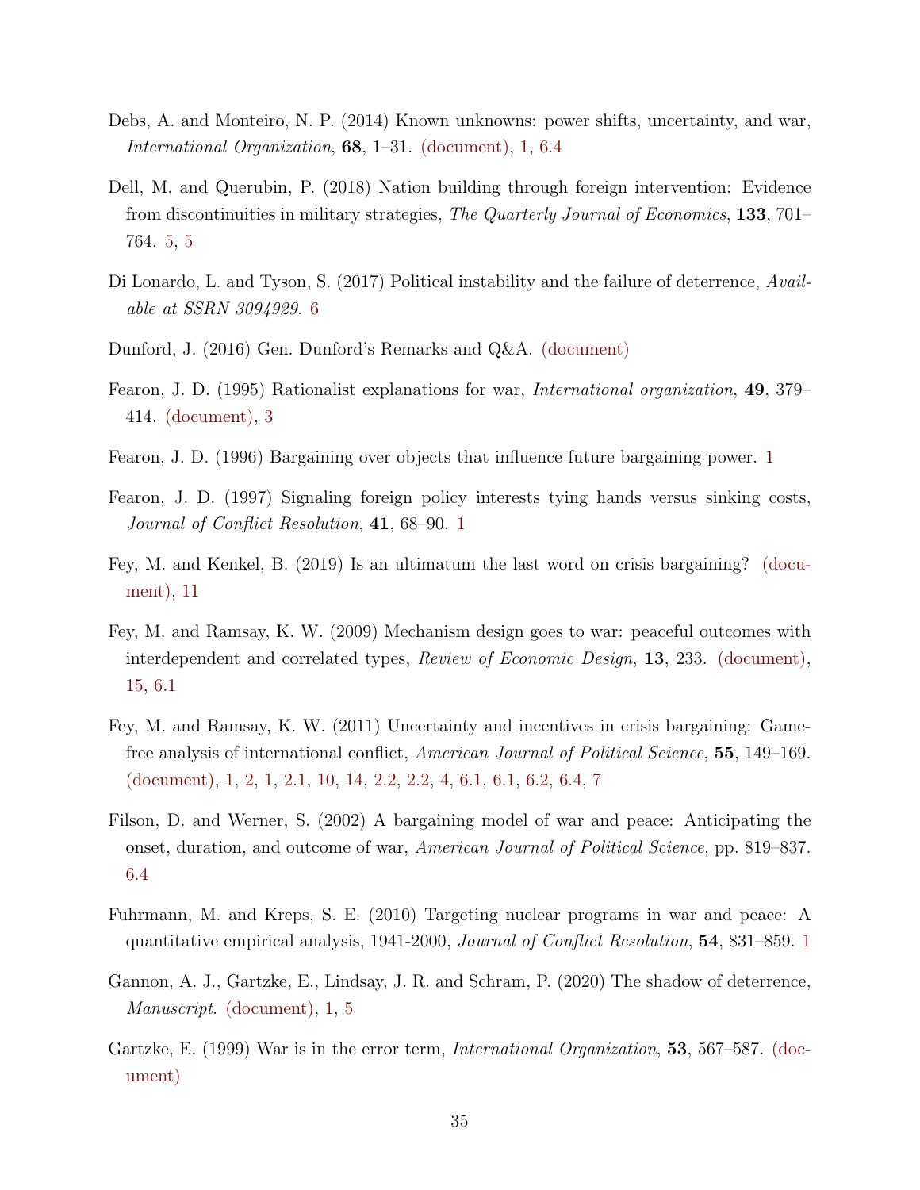Debs, A. and Monteiro, N. P. (2014) Known unknowns: power shifts, uncertainty, and war, *International Organization*, **68**, 1–31. (document), 1, 6.4

Dell, M. and Querubin, P. (2018) Nation building through foreign intervention: Evidence from discontinuities in military strategies, *The Quarterly Journal of Economics*, **133**, 701–764. 5, 5

Di Lonardo, L. and Tyson, S. (2017) Political instability and the failure of deterrence, *Available at SSRN 3094929*. 6

Dunford, J. (2016) Gen. Dunford's Remarks and Q&A. (document)

Fearon, J. D. (1995) Rationalist explanations for war, *International organization*, **49**, 379–414. (document), 3

Fearon, J. D. (1996) Bargaining over objects that influence future bargaining power. 1

Fearon, J. D. (1997) Signaling foreign policy interests tying hands versus sinking costs, *Journal of Conflict Resolution*, **41**, 68–90. 1

Fey, M. and Kenkel, B. (2019) Is an ultimatum the last word on crisis bargaining? (document), 11

Fey, M. and Ramsay, K. W. (2009) Mechanism design goes to war: peaceful outcomes with interdependent and correlated types, *Review of Economic Design*, **13**, 233. (document), 15, 6.1

Fey, M. and Ramsay, K. W. (2011) Uncertainty and incentives in crisis bargaining: Game-free analysis of international conflict, *American Journal of Political Science*, **55**, 149–169. (document), 1, 2, 1, 2.1, 10, 14, 2.2, 2.2, 4, 6.1, 6.1, 6.2, 6.4, 7

Filson, D. and Werner, S. (2002) A bargaining model of war and peace: Anticipating the onset, duration, and outcome of war, *American Journal of Political Science*, pp. 819–837. 6.4

Fuhrmann, M. and Kreps, S. E. (2010) Targeting nuclear programs in war and peace: A quantitative empirical analysis, 1941-2000, *Journal of Conflict Resolution*, **54**, 831–859. 1

Gannon, A. J., Gartzke, E., Lindsay, J. R. and Schram, P. (2020) The shadow of deterrence, *Manuscript*. (document), 1, 5

Gartzke, E. (1999) War is in the error term, *International Organization*, **53**, 567–587. (document)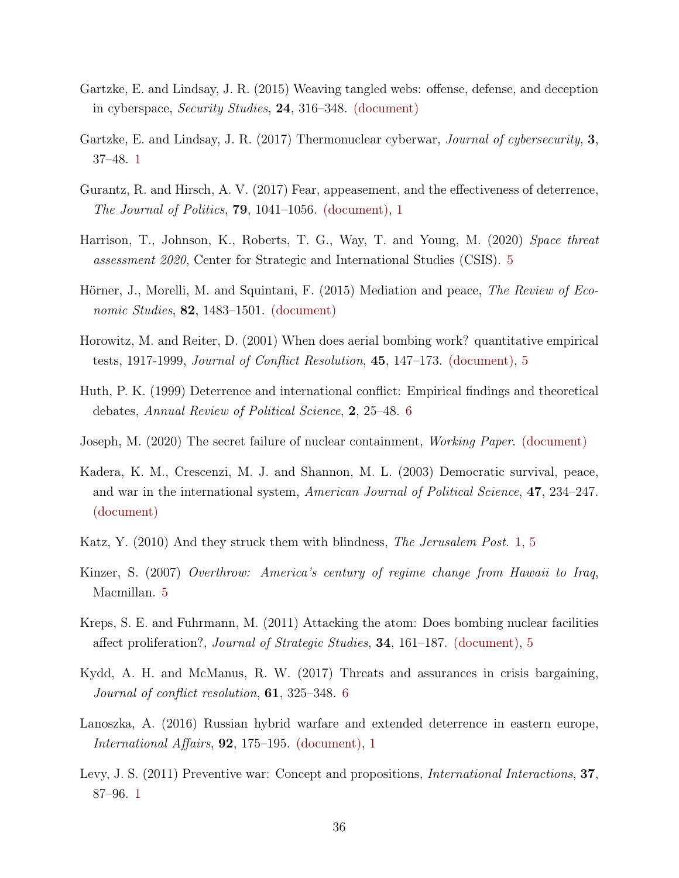Gartzke, E. and Lindsay, J. R. (2015) Weaving tangled webs: offense, defense, and deception in cyberspace, *Security Studies*, **24**, 316–348. (document)

Gartzke, E. and Lindsay, J. R. (2017) Thermonuclear cyberwar, *Journal of cybersecurity*, **3**, 37–48. 1

Gurantz, R. and Hirsch, A. V. (2017) Fear, appeasement, and the effectiveness of deterrence, *The Journal of Politics*, **79**, 1041–1056. (document), 1

Harrison, T., Johnson, K., Roberts, T. G., Way, T. and Young, M. (2020) *Space threat assessment 2020*, Center for Strategic and International Studies (CSIS). 5

Hörner, J., Morelli, M. and Squintani, F. (2015) Mediation and peace, *The Review of Economic Studies*, **82**, 1483–1501. (document)

Horowitz, M. and Reiter, D. (2001) When does aerial bombing work? quantitative empirical tests, 1917-1999, *Journal of Conflict Resolution*, **45**, 147–173. (document), 5

Huth, P. K. (1999) Deterrence and international conflict: Empirical findings and theoretical debates, *Annual Review of Political Science*, **2**, 25–48. 6

Joseph, M. (2020) The secret failure of nuclear containment, *Working Paper*. (document)

Kadera, K. M., Crescenzi, M. J. and Shannon, M. L. (2003) Democratic survival, peace, and war in the international system, *American Journal of Political Science*, **47**, 234–247. (document)

Katz, Y. (2010) And they struck them with blindness, *The Jerusalem Post*. 1, 5

Kinzer, S. (2007) *Overthrow: America's century of regime change from Hawaii to Iraq*, Macmillan. 5

Kreps, S. E. and Fuhrmann, M. (2011) Attacking the atom: Does bombing nuclear facilities affect proliferation?, *Journal of Strategic Studies*, **34**, 161–187. (document), 5

Kydd, A. H. and McManus, R. W. (2017) Threats and assurances in crisis bargaining, *Journal of conflict resolution*, **61**, 325–348. 6

Lanoszka, A. (2016) Russian hybrid warfare and extended deterrence in eastern europe, *International Affairs*, **92**, 175–195. (document), 1

Levy, J. S. (2011) Preventive war: Concept and propositions, *International Interactions*, **37**, 87–96. 1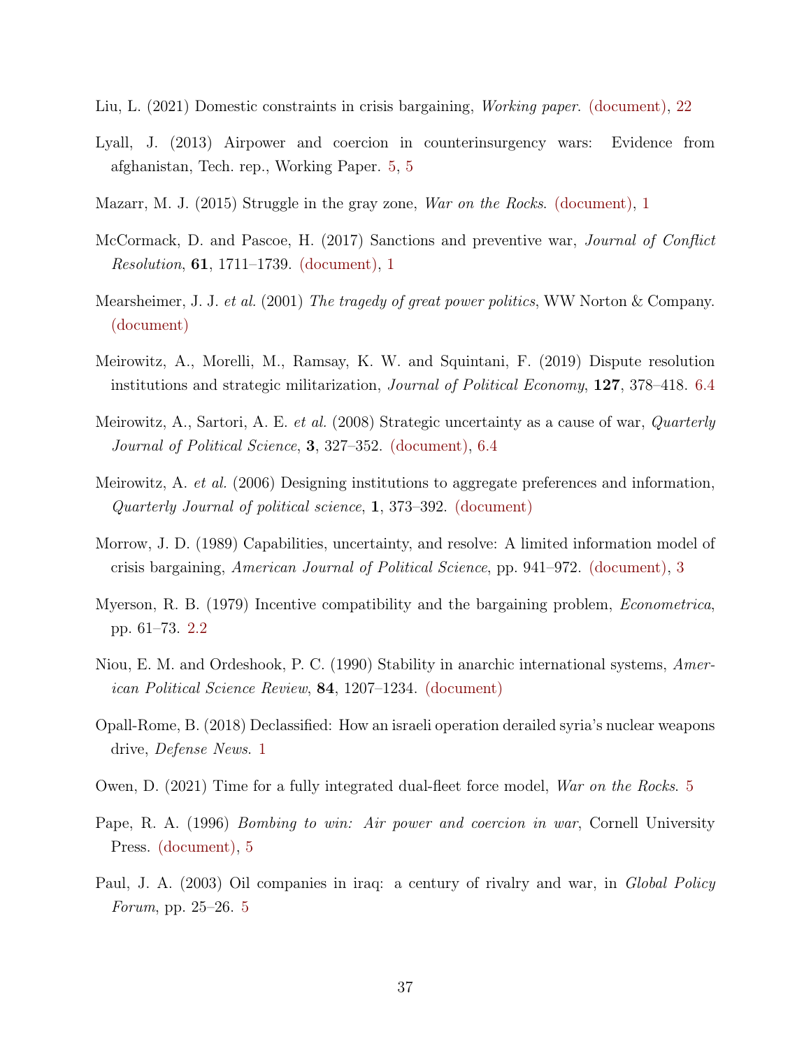Liu, L. (2021) Domestic constraints in crisis bargaining, *Working paper*. (document), 22

Lyall, J. (2013) Airpower and coercion in counterinsurgency wars: Evidence from afghanistan, Tech. rep., Working Paper. 5, 5

Mazarr, M. J. (2015) Struggle in the gray zone, *War on the Rocks*. (document), 1

McCormack, D. and Pascoe, H. (2017) Sanctions and preventive war, *Journal of Conflict Resolution*, **61**, 1711–1739. (document), 1

Mearsheimer, J. J. *et al.* (2001) *The tragedy of great power politics*, WW Norton & Company. (document)

Meirowitz, A., Morelli, M., Ramsay, K. W. and Squintani, F. (2019) Dispute resolution institutions and strategic militarization, *Journal of Political Economy*, **127**, 378–418. 6.4

Meirowitz, A., Sartori, A. E. *et al.* (2008) Strategic uncertainty as a cause of war, *Quarterly Journal of Political Science*, **3**, 327–352. (document), 6.4

Meirowitz, A. *et al.* (2006) Designing institutions to aggregate preferences and information, *Quarterly Journal of political science*, **1**, 373–392. (document)

Morrow, J. D. (1989) Capabilities, uncertainty, and resolve: A limited information model of crisis bargaining, *American Journal of Political Science*, pp. 941–972. (document), 3

Myerson, R. B. (1979) Incentive compatibility and the bargaining problem, *Econometrica*, pp. 61–73. 2.2

Niou, E. M. and Ordeshook, P. C. (1990) Stability in anarchic international systems, *American Political Science Review*, **84**, 1207–1234. (document)

Opall-Rome, B. (2018) Declassified: How an israeli operation derailed syria's nuclear weapons drive, *Defense News*. 1

Owen, D. (2021) Time for a fully integrated dual-fleet force model, *War on the Rocks*. 5

Pape, R. A. (1996) *Bombing to win: Air power and coercion in war*, Cornell University Press. (document), 5

Paul, J. A. (2003) Oil companies in iraq: a century of rivalry and war, in *Global Policy Forum*, pp. 25–26. 5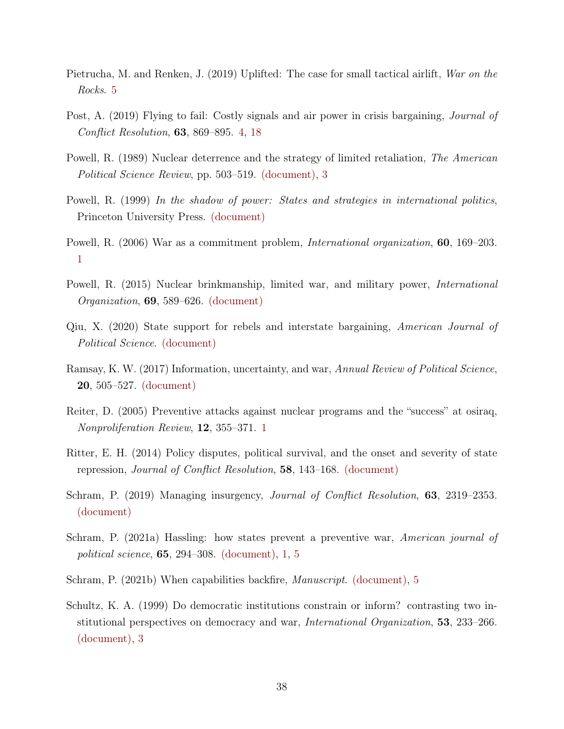Pietrucha, M. and Renken, J. (2019) Uplifted: The case for small tactical airlift, *War on the Rocks*. 5

Post, A. (2019) Flying to fail: Costly signals and air power in crisis bargaining, *Journal of Conflict Resolution*, **63**, 869–895. 4, 18

Powell, R. (1989) Nuclear deterrence and the strategy of limited retaliation, *The American Political Science Review*, pp. 503–519. (document), 3

Powell, R. (1999) *In the shadow of power: States and strategies in international politics*, Princeton University Press. (document)

Powell, R. (2006) War as a commitment problem, *International organization*, **60**, 169–203. 1

Powell, R. (2015) Nuclear brinkmanship, limited war, and military power, *International Organization*, **69**, 589–626. (document)

Qiu, X. (2020) State support for rebels and interstate bargaining, *American Journal of Political Science*. (document)

Ramsay, K. W. (2017) Information, uncertainty, and war, *Annual Review of Political Science*, **20**, 505–527. (document)

Reiter, D. (2005) Preventive attacks against nuclear programs and the "success" at osiraq, *Nonproliferation Review*, **12**, 355–371. 1

Ritter, E. H. (2014) Policy disputes, political survival, and the onset and severity of state repression, *Journal of Conflict Resolution*, **58**, 143–168. (document)

Schram, P. (2019) Managing insurgency, *Journal of Conflict Resolution*, **63**, 2319–2353. (document)

Schram, P. (2021a) Hassling: how states prevent a preventive war, *American journal of political science*, **65**, 294–308. (document), 1, 5

Schram, P. (2021b) When capabilities backfire, *Manuscript*. (document), 5

Schultz, K. A. (1999) Do democratic institutions constrain or inform? contrasting two institutional perspectives on democracy and war, *International Organization*, **53**, 233–266. (document), 3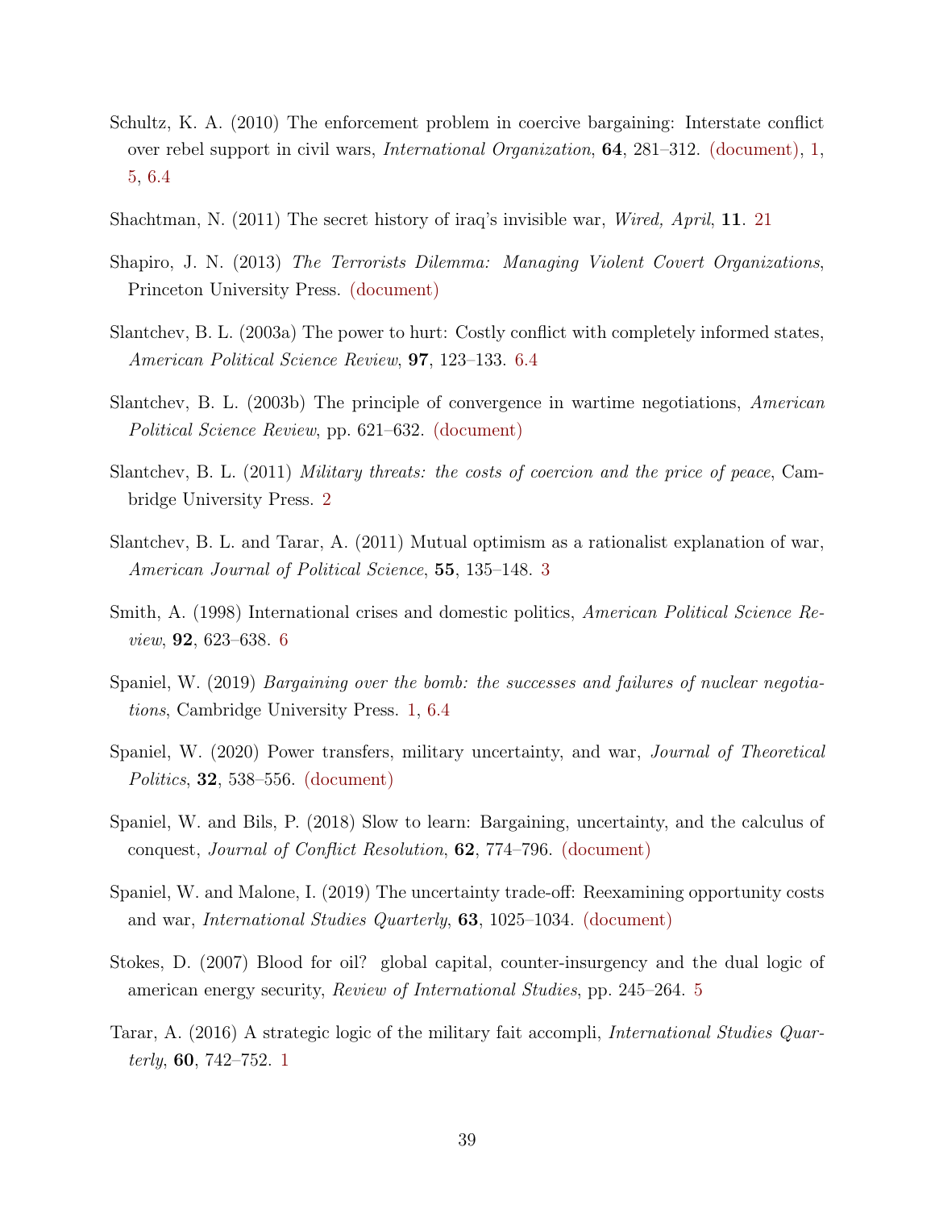Schultz, K. A. (2010) The enforcement problem in coercive bargaining: Interstate conflict over rebel support in civil wars, *International Organization*, **64**, 281–312. (document), 1, 5, 6.4

Shachtman, N. (2011) The secret history of iraq's invisible war, *Wired, April*, **11**. 21

Shapiro, J. N. (2013) *The Terrorists Dilemma: Managing Violent Covert Organizations*, Princeton University Press. (document)

Slantchev, B. L. (2003a) The power to hurt: Costly conflict with completely informed states, *American Political Science Review*, **97**, 123–133. 6.4

Slantchev, B. L. (2003b) The principle of convergence in wartime negotiations, *American Political Science Review*, pp. 621–632. (document)

Slantchev, B. L. (2011) *Military threats: the costs of coercion and the price of peace*, Cambridge University Press. 2

Slantchev, B. L. and Tarar, A. (2011) Mutual optimism as a rationalist explanation of war, *American Journal of Political Science*, **55**, 135–148. 3

Smith, A. (1998) International crises and domestic politics, *American Political Science Review*, **92**, 623–638. 6

Spaniel, W. (2019) *Bargaining over the bomb: the successes and failures of nuclear negotiations*, Cambridge University Press. 1, 6.4

Spaniel, W. (2020) Power transfers, military uncertainty, and war, *Journal of Theoretical Politics*, **32**, 538–556. (document)

Spaniel, W. and Bils, P. (2018) Slow to learn: Bargaining, uncertainty, and the calculus of conquest, *Journal of Conflict Resolution*, **62**, 774–796. (document)

Spaniel, W. and Malone, I. (2019) The uncertainty trade-off: Reexamining opportunity costs and war, *International Studies Quarterly*, **63**, 1025–1034. (document)

Stokes, D. (2007) Blood for oil? global capital, counter-insurgency and the dual logic of american energy security, *Review of International Studies*, pp. 245–264. 5

Tarar, A. (2016) A strategic logic of the military fait accompli, *International Studies Quarterly*, **60**, 742–752. 1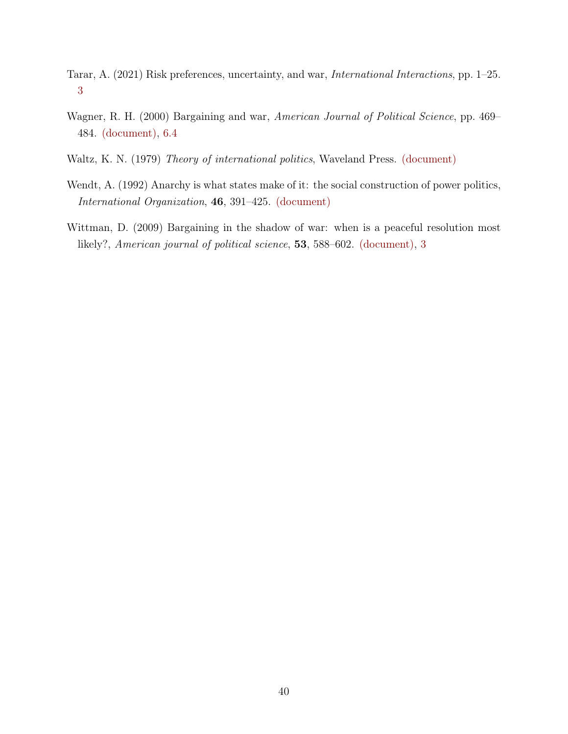Tarar, A. (2021) Risk preferences, uncertainty, and war, *International Interactions*, pp. 1–25. 3

Wagner, R. H. (2000) Bargaining and war, *American Journal of Political Science*, pp. 469–484. (document), 6.4

Waltz, K. N. (1979) *Theory of international politics*, Waveland Press. (document)

Wendt, A. (1992) Anarchy is what states make of it: the social construction of power politics, *International Organization*, **46**, 391–425. (document)

Wittman, D. (2009) Bargaining in the shadow of war: when is a peaceful resolution most likely?, *American journal of political science*, **53**, 588–602. (document), 3